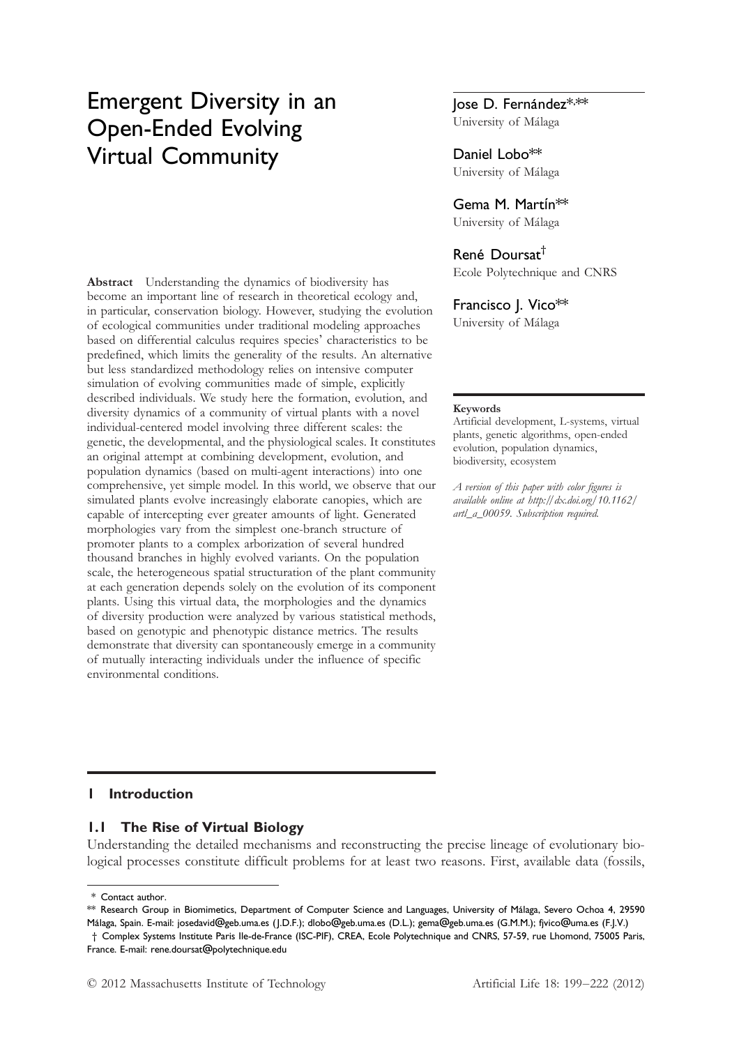# Emergent Diversity in an Open-Ended Evolving Virtual Community

**Jose D. Fernández**\*,\*\*
University of Málaga

**Daniel Lobo**\*\*
University of Málaga

**Gema M. Martín**\*\*
University of Málaga

**René Doursat**†
Ecole Polytechnique and CNRS

**Francisco J. Vico**\*\*
University of Málaga

**Abstract** Understanding the dynamics of biodiversity has become an important line of research in theoretical ecology and, in particular, conservation biology. However, studying the evolution of ecological communities under traditional modeling approaches based on differential calculus requires species' characteristics to be predefined, which limits the generality of the results. An alternative but less standardized methodology relies on intensive computer simulation of evolving communities made of simple, explicitly described individuals. We study here the formation, evolution, and diversity dynamics of a community of virtual plants with a novel individual-centered model involving three different scales: the genetic, the developmental, and the physiological scales. It constitutes an original attempt at combining development, evolution, and population dynamics (based on multi-agent interactions) into one comprehensive, yet simple model. In this world, we observe that our simulated plants evolve increasingly elaborate canopies, which are capable of intercepting ever greater amounts of light. Generated morphologies vary from the simplest one-branch structure of promoter plants to a complex arborization of several hundred thousand branches in highly evolved variants. On the population scale, the heterogeneous spatial structuration of the plant community at each generation depends solely on the evolution of its component plants. Using this virtual data, the morphologies and the dynamics of diversity production were analyzed by various statistical methods, based on genotypic and phenotypic distance metrics. The results demonstrate that diversity can spontaneously emerge in a community of mutually interacting individuals under the influence of specific environmental conditions.

**Keywords**

Artificial development, L-systems, virtual plants, genetic algorithms, open-ended evolution, population dynamics, biodiversity, ecosystem

*A version of this paper with color figures is available online at http://dx.doi.org/10.1162/artl_a_00059. Subscription required.*

## 1 Introduction

### 1.1 The Rise of Virtual Biology

Understanding the detailed mechanisms and reconstructing the precise lineage of evolutionary biological processes constitute difficult problems for at least two reasons. First, available data (fossils,

\* Contact author.

\*\* Research Group in Biomimetics, Department of Computer Science and Languages, University of Málaga, Severo Ochoa 4, 29590 Málaga, Spain. E-mail: josedavid@geb.uma.es (J.D.F.); dlobo@geb.uma.es (D.L.); gema@geb.uma.es (G.M.M.); fjvico@uma.es (F.J.V.)

† Complex Systems Institute Paris Ile-de-France (ISC-PIF), CREA, Ecole Polytechnique and CNRS, 57-59, rue Lhomond, 75005 Paris, France. E-mail: rene.doursat@polytechnique.edu

© 2012 Massachusetts Institute of Technology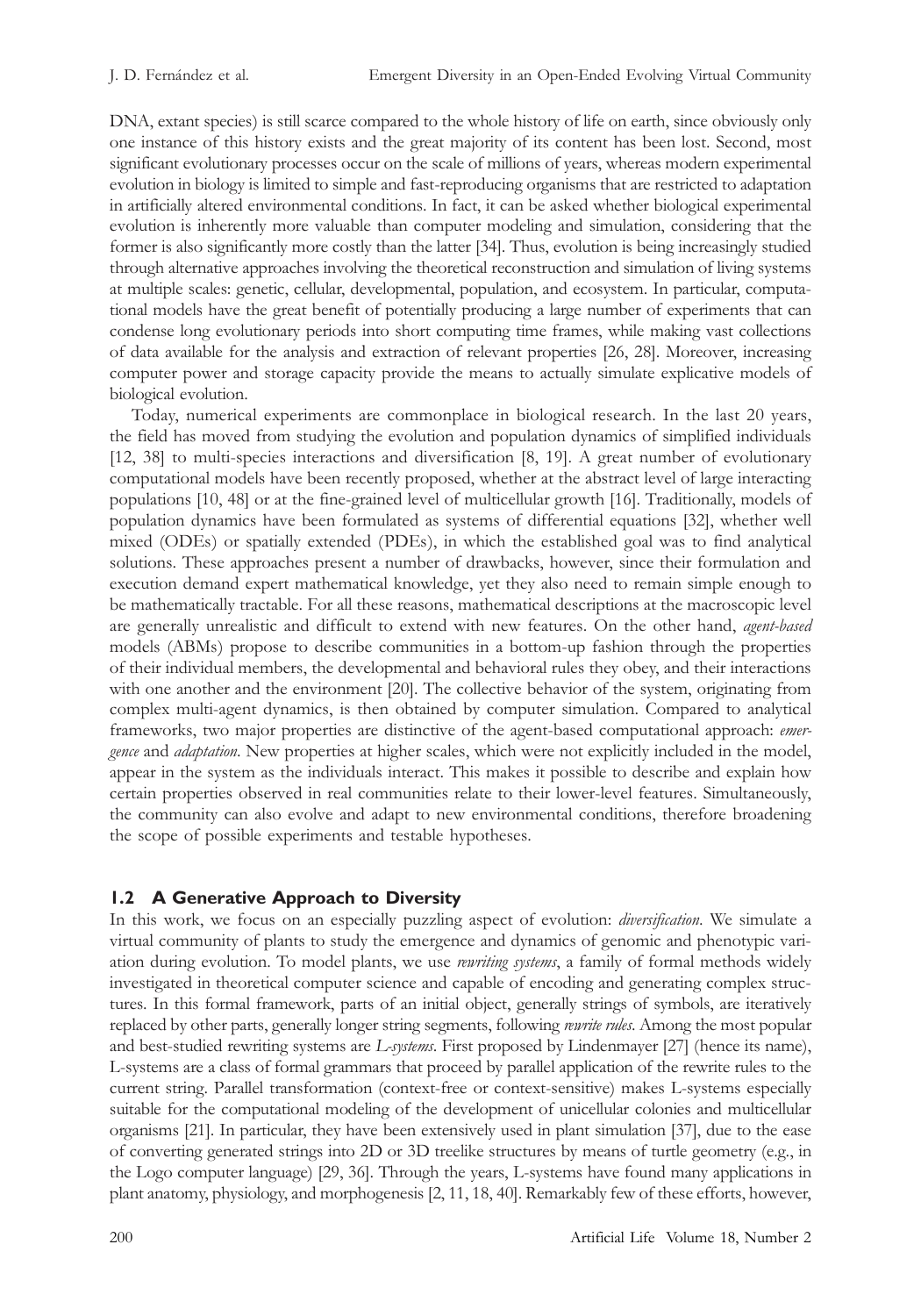DNA, extant species) is still scarce compared to the whole history of life on earth, since obviously only one instance of this history exists and the great majority of its content has been lost. Second, most significant evolutionary processes occur on the scale of millions of years, whereas modern experimental evolution in biology is limited to simple and fast-reproducing organisms that are restricted to adaptation in artificially altered environmental conditions. In fact, it can be asked whether biological experimental evolution is inherently more valuable than computer modeling and simulation, considering that the former is also significantly more costly than the latter [34]. Thus, evolution is being increasingly studied through alternative approaches involving the theoretical reconstruction and simulation of living systems at multiple scales: genetic, cellular, developmental, population, and ecosystem. In particular, computational models have the great benefit of potentially producing a large number of experiments that can condense long evolutionary periods into short computing time frames, while making vast collections of data available for the analysis and extraction of relevant properties [26, 28]. Moreover, increasing computer power and storage capacity provide the means to actually simulate explicative models of biological evolution.

Today, numerical experiments are commonplace in biological research. In the last 20 years, the field has moved from studying the evolution and population dynamics of simplified individuals [12, 38] to multi-species interactions and diversification [8, 19]. A great number of evolutionary computational models have been recently proposed, whether at the abstract level of large interacting populations [10, 48] or at the fine-grained level of multicellular growth [16]. Traditionally, models of population dynamics have been formulated as systems of differential equations [32], whether well mixed (ODEs) or spatially extended (PDEs), in which the established goal was to find analytical solutions. These approaches present a number of drawbacks, however, since their formulation and execution demand expert mathematical knowledge, yet they also need to remain simple enough to be mathematically tractable. For all these reasons, mathematical descriptions at the macroscopic level are generally unrealistic and difficult to extend with new features. On the other hand, *agent-based* models (ABMs) propose to describe communities in a bottom-up fashion through the properties of their individual members, the developmental and behavioral rules they obey, and their interactions with one another and the environment [20]. The collective behavior of the system, originating from complex multi-agent dynamics, is then obtained by computer simulation. Compared to analytical frameworks, two major properties are distinctive of the agent-based computational approach: *emergence* and *adaptation*. New properties at higher scales, which were not explicitly included in the model, appear in the system as the individuals interact. This makes it possible to describe and explain how certain properties observed in real communities relate to their lower-level features. Simultaneously, the community can also evolve and adapt to new environmental conditions, therefore broadening the scope of possible experiments and testable hypotheses.

## 1.2 A Generative Approach to Diversity

In this work, we focus on an especially puzzling aspect of evolution: *diversification*. We simulate a virtual community of plants to study the emergence and dynamics of genomic and phenotypic variation during evolution. To model plants, we use *rewriting systems*, a family of formal methods widely investigated in theoretical computer science and capable of encoding and generating complex structures. In this formal framework, parts of an initial object, generally strings of symbols, are iteratively replaced by other parts, generally longer string segments, following *rewrite rules*. Among the most popular and best-studied rewriting systems are *L-systems*. First proposed by Lindenmayer [27] (hence its name), L-systems are a class of formal grammars that proceed by parallel application of the rewrite rules to the current string. Parallel transformation (context-free or context-sensitive) makes L-systems especially suitable for the computational modeling of the development of unicellular colonies and multicellular organisms [21]. In particular, they have been extensively used in plant simulation [37], due to the ease of converting generated strings into 2D or 3D treelike structures by means of turtle geometry (e.g., in the Logo computer language) [29, 36]. Through the years, L-systems have found many applications in plant anatomy, physiology, and morphogenesis [2, 11, 18, 40]. Remarkably few of these efforts, however,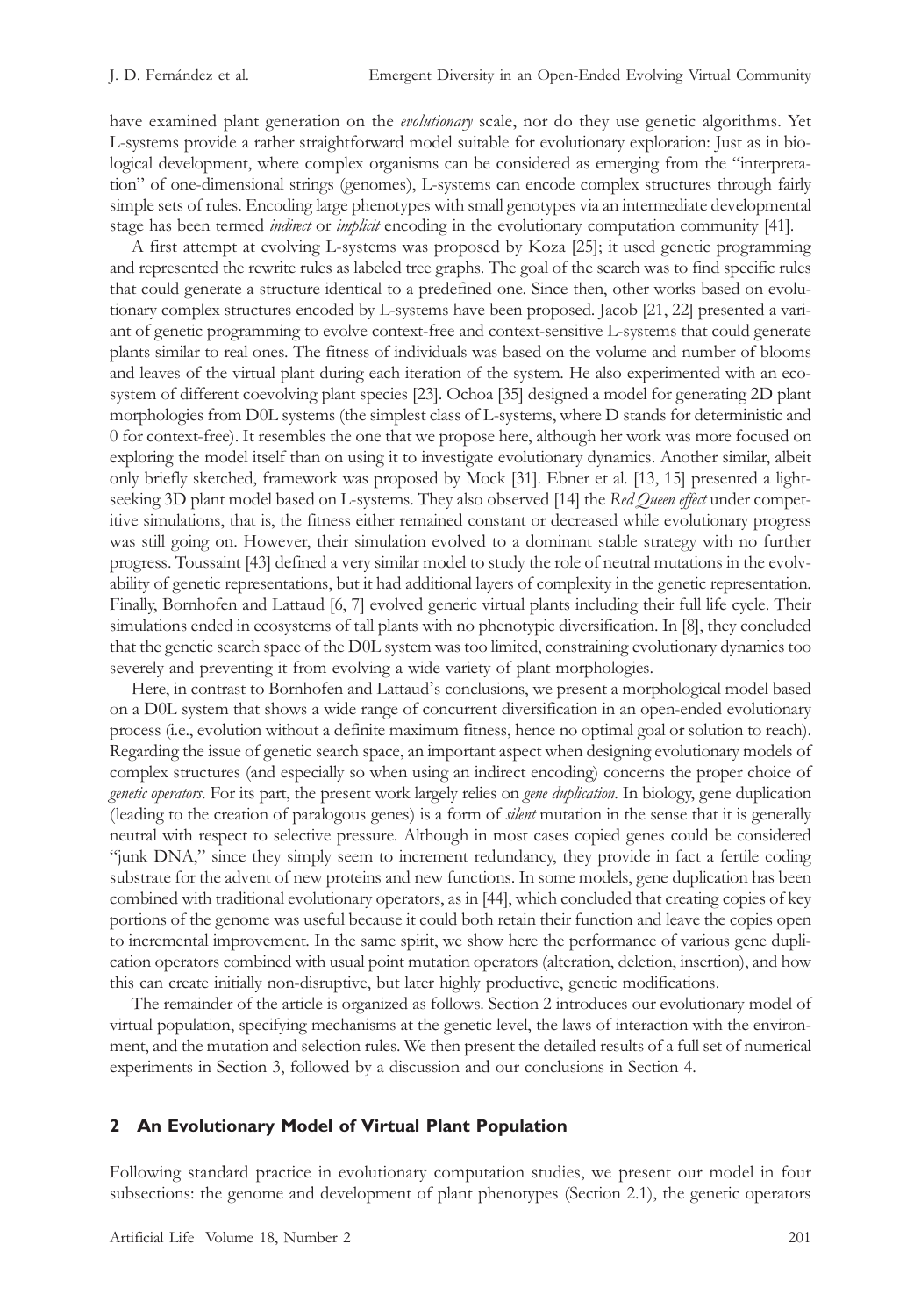have examined plant generation on the *evolutionary* scale, nor do they use genetic algorithms. Yet L-systems provide a rather straightforward model suitable for evolutionary exploration: Just as in biological development, where complex organisms can be considered as emerging from the "interpretation" of one-dimensional strings (genomes), L-systems can encode complex structures through fairly simple sets of rules. Encoding large phenotypes with small genotypes via an intermediate developmental stage has been termed *indirect* or *implicit* encoding in the evolutionary computation community [41].

A first attempt at evolving L-systems was proposed by Koza [25]; it used genetic programming and represented the rewrite rules as labeled tree graphs. The goal of the search was to find specific rules that could generate a structure identical to a predefined one. Since then, other works based on evolutionary complex structures encoded by L-systems have been proposed. Jacob [21, 22] presented a variant of genetic programming to evolve context-free and context-sensitive L-systems that could generate plants similar to real ones. The fitness of individuals was based on the volume and number of blooms and leaves of the virtual plant during each iteration of the system. He also experimented with an ecosystem of different coevolving plant species [23]. Ochoa [35] designed a model for generating 2D plant morphologies from D0L systems (the simplest class of L-systems, where D stands for deterministic and 0 for context-free). It resembles the one that we propose here, although her work was more focused on exploring the model itself than on using it to investigate evolutionary dynamics. Another similar, albeit only briefly sketched, framework was proposed by Mock [31]. Ebner et al. [13, 15] presented a light-seeking 3D plant model based on L-systems. They also observed [14] the *Red Queen effect* under competitive simulations, that is, the fitness either remained constant or decreased while evolutionary progress was still going on. However, their simulation evolved to a dominant stable strategy with no further progress. Toussaint [43] defined a very similar model to study the role of neutral mutations in the evolvability of genetic representations, but it had additional layers of complexity in the genetic representation. Finally, Bornhofen and Lattaud [6, 7] evolved generic virtual plants including their full life cycle. Their simulations ended in ecosystems of tall plants with no phenotypic diversification. In [8], they concluded that the genetic search space of the D0L system was too limited, constraining evolutionary dynamics too severely and preventing it from evolving a wide variety of plant morphologies.

Here, in contrast to Bornhofen and Lattaud's conclusions, we present a morphological model based on a D0L system that shows a wide range of concurrent diversification in an open-ended evolutionary process (i.e., evolution without a definite maximum fitness, hence no optimal goal or solution to reach). Regarding the issue of genetic search space, an important aspect when designing evolutionary models of complex structures (and especially so when using an indirect encoding) concerns the proper choice of *genetic operators*. For its part, the present work largely relies on *gene duplication*. In biology, gene duplication (leading to the creation of paralogous genes) is a form of *silent* mutation in the sense that it is generally neutral with respect to selective pressure. Although in most cases copied genes could be considered "junk DNA," since they simply seem to increment redundancy, they provide in fact a fertile coding substrate for the advent of new proteins and new functions. In some models, gene duplication has been combined with traditional evolutionary operators, as in [44], which concluded that creating copies of key portions of the genome was useful because it could both retain their function and leave the copies open to incremental improvement. In the same spirit, we show here the performance of various gene duplication operators combined with usual point mutation operators (alteration, deletion, insertion), and how this can create initially non-disruptive, but later highly productive, genetic modifications.

The remainder of the article is organized as follows. Section 2 introduces our evolutionary model of virtual population, specifying mechanisms at the genetic level, the laws of interaction with the environment, and the mutation and selection rules. We then present the detailed results of a full set of numerical experiments in Section 3, followed by a discussion and our conclusions in Section 4.

## 2 An Evolutionary Model of Virtual Plant Population

Following standard practice in evolutionary computation studies, we present our model in four subsections: the genome and development of plant phenotypes (Section 2.1), the genetic operators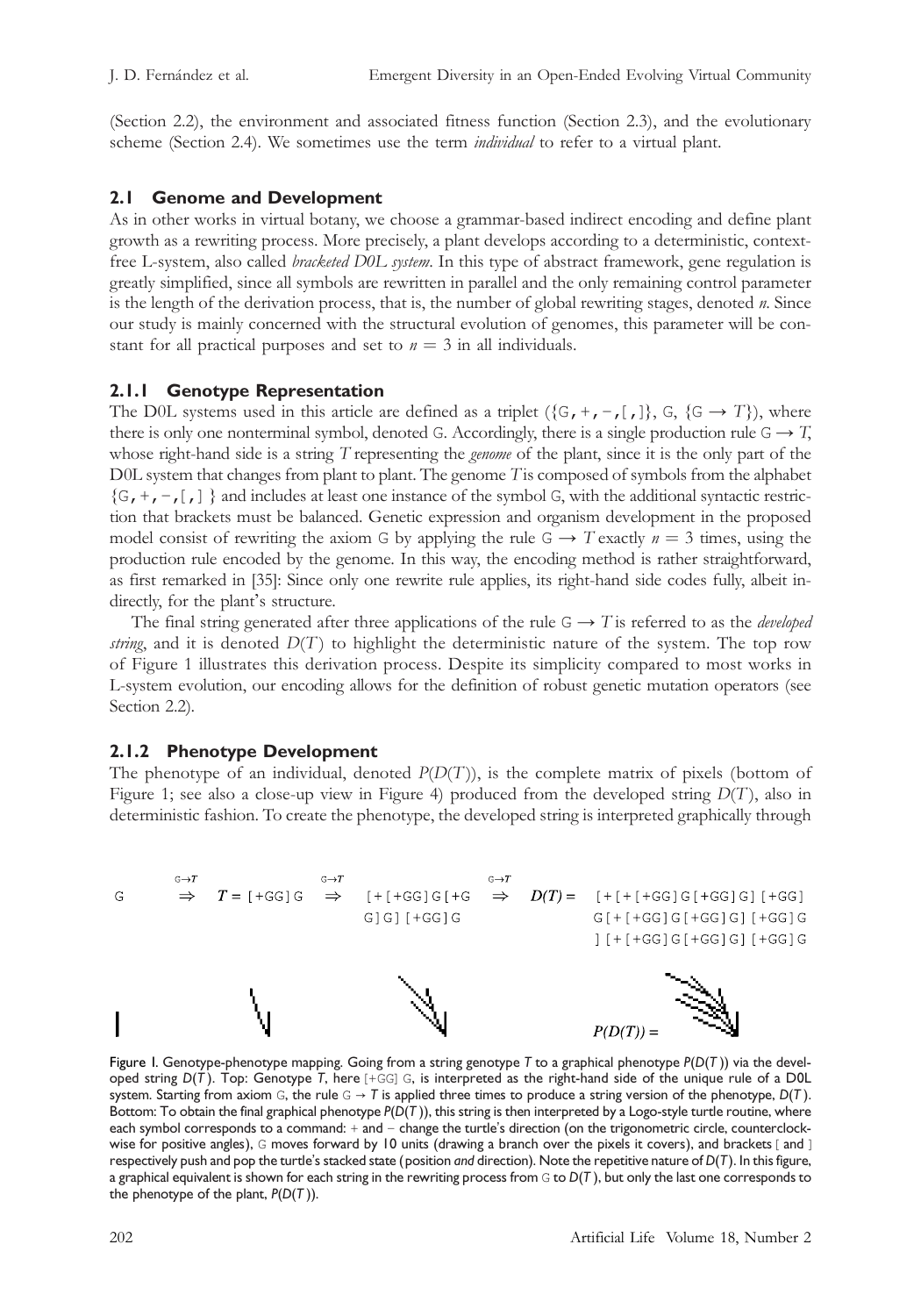(Section 2.2), the environment and associated fitness function (Section 2.3), and the evolutionary scheme (Section 2.4). We sometimes use the term *individual* to refer to a virtual plant.

## 2.1 Genome and Development

As in other works in virtual botany, we choose a grammar-based indirect encoding and define plant growth as a rewriting process. More precisely, a plant develops according to a deterministic, context-free L-system, also called *bracketed D0L system*. In this type of abstract framework, gene regulation is greatly simplified, since all symbols are rewritten in parallel and the only remaining control parameter is the length of the derivation process, that is, the number of global rewriting stages, denoted $n$. Since our study is mainly concerned with the structural evolution of genomes, this parameter will be constant for all practical purposes and set to $n = 3$ in all individuals.

### 2.1.1 Genotype Representation

The D0L systems used in this article are defined as a triplet $(\{G, +, -, [, ]\}, G, \{G \rightarrow T\})$, where there is only one nonterminal symbol, denoted G. Accordingly, there is a single production rule $G \rightarrow T$, whose right-hand side is a string $T$ representing the *genome* of the plant, since it is the only part of the D0L system that changes from plant to plant. The genome $T$ is composed of symbols from the alphabet $\{G, +, -, [, ]\}$ and includes at least one instance of the symbol G, with the additional syntactic restriction that brackets must be balanced. Genetic expression and organism development in the proposed model consist of rewriting the axiom G by applying the rule $G \rightarrow T$ exactly $n = 3$ times, using the production rule encoded by the genome. In this way, the encoding method is rather straightforward, as first remarked in [35]: Since only one rewrite rule applies, its right-hand side codes fully, albeit indirectly, for the plant's structure.

The final string generated after three applications of the rule $G \rightarrow T$ is referred to as the *developed string*, and it is denoted $D(T)$ to highlight the deterministic nature of the system. The top row of Figure 1 illustrates this derivation process. Despite its simplicity compared to most works in L-system evolution, our encoding allows for the definition of robust genetic mutation operators (see Section 2.2).

### 2.1.2 Phenotype Development

The phenotype of an individual, denoted $P(D(T))$, is the complete matrix of pixels (bottom of Figure 1; see also a close-up view in Figure 4) produced from the developed string $D(T)$, also in deterministic fashion. To create the phenotype, the developed string is interpreted graphically through

G $\overset{G \rightarrow T}{\Rightarrow}$ $T =$ [+GG]G $\overset{G \rightarrow T}{\Rightarrow}$ [+[+GG]G[+GG]G][+GG]G $\overset{G \rightarrow T}{\Rightarrow}$ $D(T) =$ [+[+[+GG]G[+GG]G][+GG]G[+[+GG]G[+GG]G][+GG]G][+[+GG]G[+GG]G][+GG]G

$P(D(T)) =$

Figure 1. Genotype-phenotype mapping. Going from a string genotype $T$ to a graphical phenotype $P(D(T))$ via the developed string $D(T)$. Top: Genotype $T$, here [+GG]G, is interpreted as the right-hand side of the unique rule of a D0L system. Starting from axiom G, the rule $G \rightarrow T$ is applied three times to produce a string version of the phenotype, $D(T)$. Bottom: To obtain the final graphical phenotype $P(D(T))$, this string is then interpreted by a Logo-style turtle routine, where each symbol corresponds to a command: + and − change the turtle's direction (on the trigonometric circle, counterclockwise for positive angles), G moves forward by 10 units (drawing a branch over the pixels it covers), and brackets [ and ] respectively push and pop the turtle's stacked state (position *and* direction). In this figure, a graphical equivalent is shown for each string in the rewriting process from G to $D(T)$, but only the last one corresponds to the phenotype of the plant, $P(D(T))$.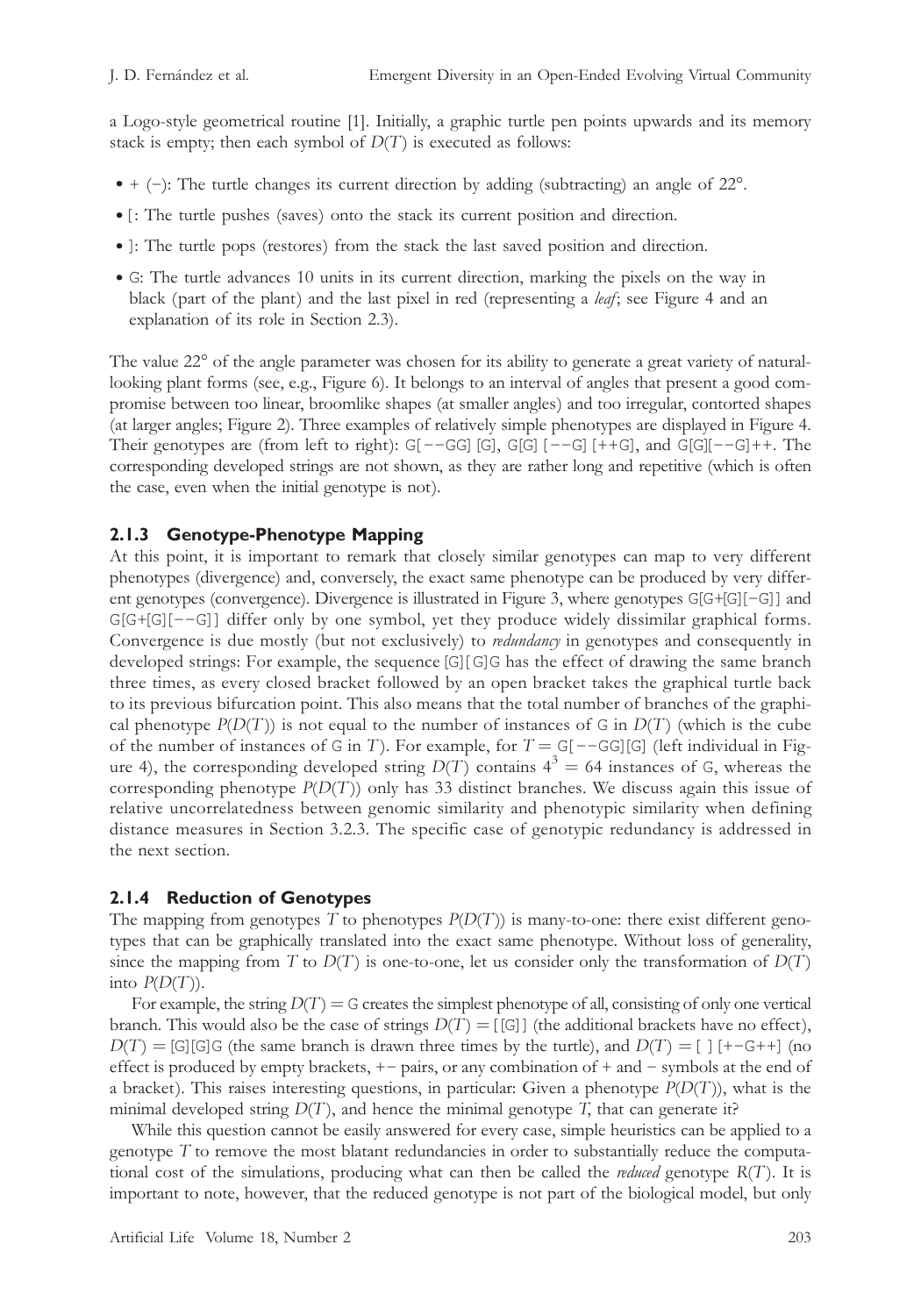a Logo-style geometrical routine [1]. Initially, a graphic turtle pen points upwards and its memory stack is empty; then each symbol of $D(T)$ is executed as follows:

- + (−): The turtle changes its current direction by adding (subtracting) an angle of 22°.
- [: The turtle pushes (saves) onto the stack its current position and direction.
- ]: The turtle pops (restores) from the stack the last saved position and direction.
- G: The turtle advances 10 units in its current direction, marking the pixels on the way in black (part of the plant) and the last pixel in red (representing a *leaf*; see Figure 4 and an explanation of its role in Section 2.3).

The value 22° of the angle parameter was chosen for its ability to generate a great variety of natural-looking plant forms (see, e.g., Figure 6). It belongs to an interval of angles that present a good compromise between too linear, broomlike shapes (at smaller angles) and too irregular, contorted shapes (at larger angles; Figure 2). Three examples of relatively simple phenotypes are displayed in Figure 4. Their genotypes are (from left to right): `G[--GG][G]`, `G[G][--G][++G]`, and `G[G][--G]++`. The corresponding developed strings are not shown, as they are rather long and repetitive (which is often the case, even when the initial genotype is not).

### 2.1.3 Genotype-Phenotype Mapping

At this point, it is important to remark that closely similar genotypes can map to very different phenotypes (divergence) and, conversely, the exact same phenotype can be produced by very different genotypes (convergence). Divergence is illustrated in Figure 3, where genotypes `G[G+[G][-G]]` and `G[G+[G][--G]]` differ only by one symbol, yet they produce widely dissimilar graphical forms. Convergence is due mostly (but not exclusively) to *redundancy* in genotypes and consequently in developed strings: For example, the sequence `[G][G]G` has the effect of drawing the same branch three times, as every closed bracket followed by an open bracket takes the graphical turtle back to its previous bifurcation point. This also means that the total number of branches of the graphical phenotype $P(D(T))$ is not equal to the number of instances of G in $D(T)$ (which is the cube of the number of instances of G in $T$). For example, for $T$ = `G[--GG][G]` (left individual in Figure 4), the corresponding developed string $D(T)$ contains $4^3 = 64$ instances of G, whereas the corresponding phenotype $P(D(T))$ only has 33 distinct branches. We discuss again this issue of relative uncorrelatedness between genomic similarity and phenotypic similarity when defining distance measures in Section 3.2.3. The specific case of genotypic redundancy is addressed in the next section.

### 2.1.4 Reduction of Genotypes

The mapping from genotypes $T$ to phenotypes $P(D(T))$ is many-to-one: there exist different genotypes that can be graphically translated into the exact same phenotype. Without loss of generality, since the mapping from $T$ to $D(T)$ is one-to-one, let us consider only the transformation of $D(T)$ into $P(D(T))$.

For example, the string $D(T)$ = `G` creates the simplest phenotype of all, consisting of only one vertical branch. This would also be the case of strings $D(T)$ = `[[G]]` (the additional brackets have no effect), $D(T)$ = `[G][G]G` (the same branch is drawn three times by the turtle), and $D(T)$ = `[ ][+-G++]` (no effect is produced by empty brackets, +− pairs, or any combination of + and − symbols at the end of a bracket). This raises interesting questions, in particular: Given a phenotype $P(D(T))$, what is the minimal developed string $D(T)$, and hence the minimal genotype $T$, that can generate it?

While this question cannot be easily answered for every case, simple heuristics can be applied to a genotype $T$ to remove the most blatant redundancies in order to substantially reduce the computational cost of the simulations, producing what can then be called the *reduced* genotype $R(T)$. It is important to note, however, that the reduced genotype is not part of the biological model, but only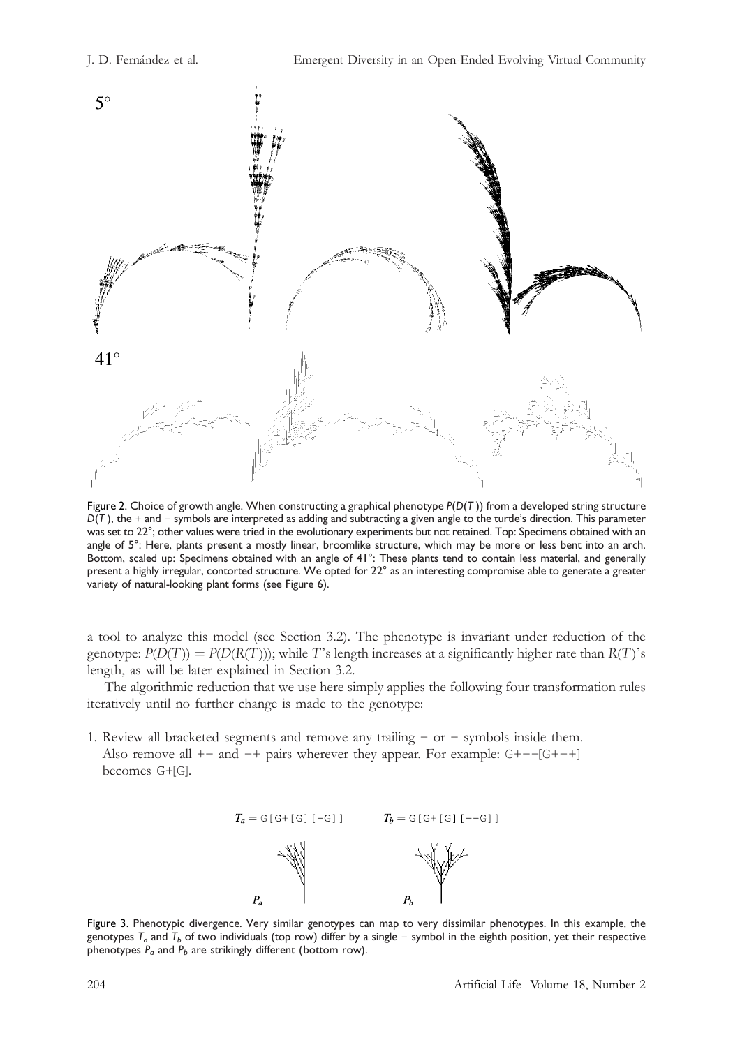5°

41°

Figure 2. Choice of growth angle. When constructing a graphical phenotype $P(D(T))$ from a developed string structure $D(T)$, the + and − symbols are interpreted as adding and subtracting a given angle to the turtle's direction. This parameter was set to 22°; other values were tried in the evolutionary experiments but not retained. Top: Specimens obtained with an angle of 5°: Here, plants present a mostly linear, broomlike structure, which may be more or less bent into an arch. Bottom, scaled up: Specimens obtained with an angle of 41°: These plants tend to contain less material, and generally present a highly irregular, contorted structure. We opted for 22° as an interesting compromise able to generate a greater variety of natural-looking plant forms (see Figure 6).

a tool to analyze this model (see Section 3.2). The phenotype is invariant under reduction of the genotype: $P(D(T)) = P(D(R(T)))$; while $T$'s length increases at a significantly higher rate than $R(T)$'s length, as will be later explained in Section 3.2.

The algorithmic reduction that we use here simply applies the following four transformation rules iteratively until no further change is made to the genotype:

1. Review all bracketed segments and remove any trailing + or − symbols inside them. Also remove all +− and −+ pairs wherever they appear. For example: `G+−+[G+−+]` becomes `G+[G]`.

$T_a =$ `G[G+[G][-G]]` $T_b =$ `G[G+[G][--G]]`

$P_a$ $P_b$

Figure 3. Phenotypic divergence. Very similar genotypes can map to very dissimilar phenotypes. In this example, the genotypes $T_a$ and $T_b$ of two individuals (top row) differ by a single − symbol in the eighth position, yet their respective phenotypes $P_a$ and $P_b$ are strikingly different (bottom row).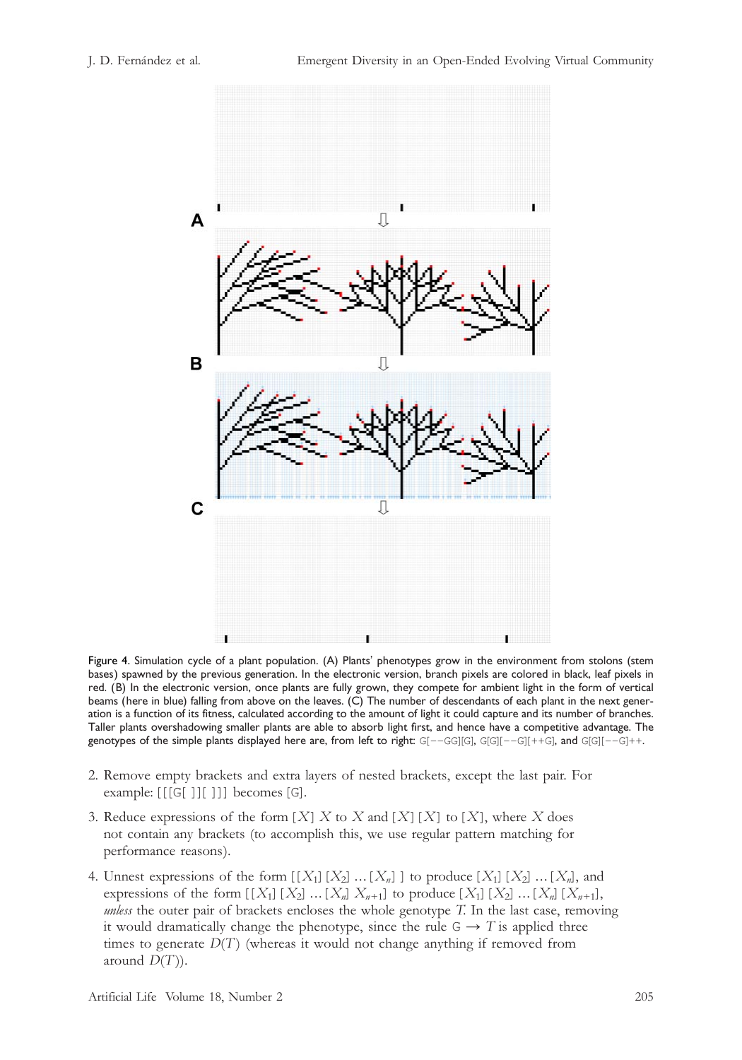Figure 4. Simulation cycle of a plant population. (A) Plants' phenotypes grow in the environment from stolons (stem bases) spawned by the previous generation. In the electronic version, branch pixels are colored in black, leaf pixels in red. (B) In the electronic version, once plants are fully grown, they compete for ambient light in the form of vertical beams (here in blue) falling from above on the leaves. (C) The number of descendants of each plant in the next generation is a function of its fitness, calculated according to the amount of light it could capture and its number of branches. Taller plants overshadowing smaller plants are able to absorb light first, and hence have a competitive advantage. The genotypes of the simple plants displayed here are, from left to right: G[−−GG][G], G[G][−−G][++G], and G[G][−−G]++.

2. Remove empty brackets and extra layers of nested brackets, except the last pair. For example: [[[G[ ]][ ]]] becomes [G].
3. Reduce expressions of the form $[X]\ X$ to $X$ and $[X]\ [X]$ to $[X]$, where $X$ does not contain any brackets (to accomplish this, we use regular pattern matching for performance reasons).
4. Unnest expressions of the form $[[X_1]\ [X_2]\ \ldots [X_n]\ ]$ to produce $[X_1]\ [X_2]\ \ldots [X_n]$, and expressions of the form $[[X_1]\ [X_2]\ \ldots [X_n]\ X_{n+1}]$ to produce $[X_1]\ [X_2]\ \ldots [X_n]\ [X_{n+1}]$, *unless* the outer pair of brackets encloses the whole genotype $T$. In the last case, removing it would dramatically change the phenotype, since the rule G $\rightarrow T$ is applied three times to generate $D(T)$ (whereas it would not change anything if removed from around $D(T)$).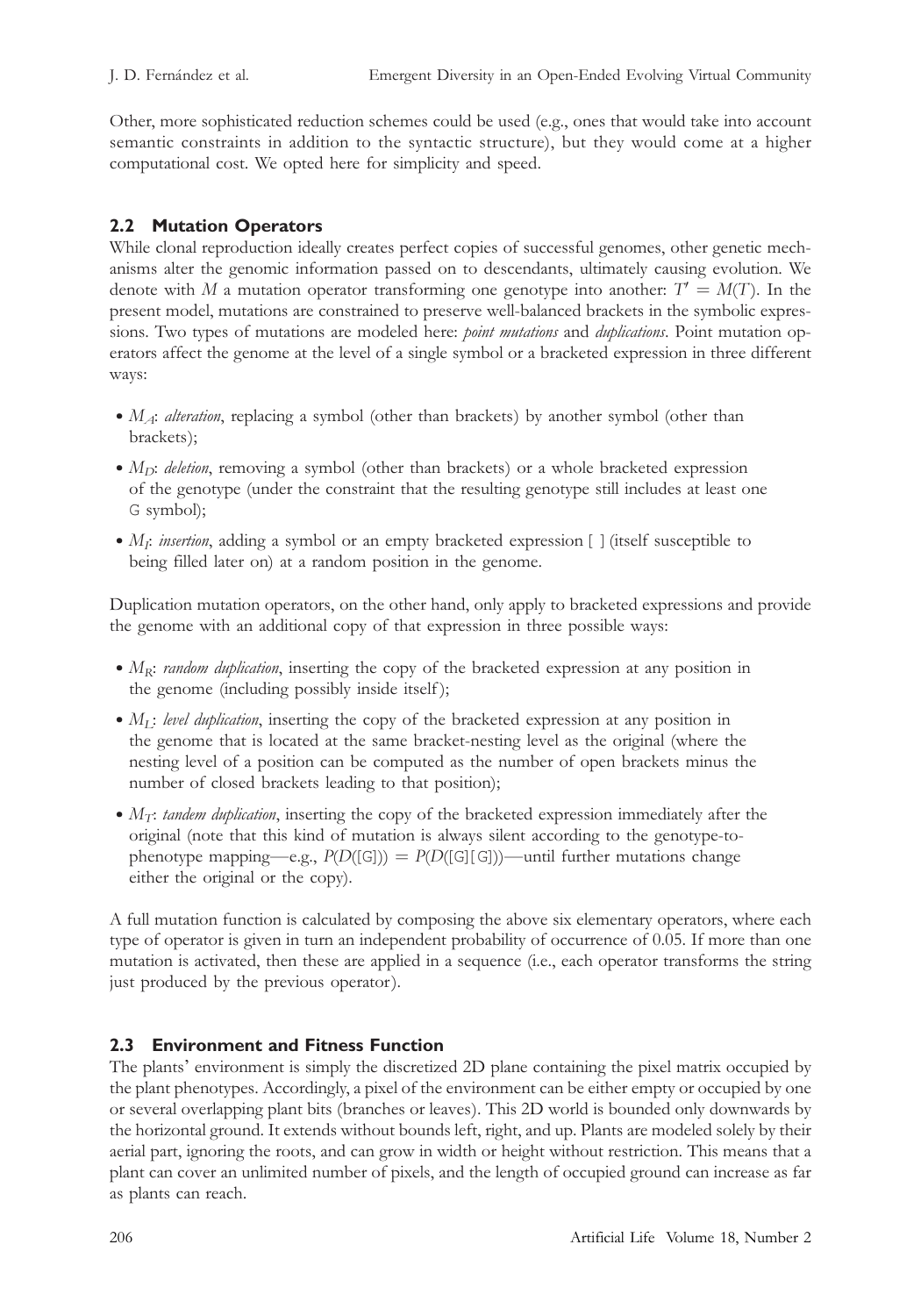Other, more sophisticated reduction schemes could be used (e.g., ones that would take into account semantic constraints in addition to the syntactic structure), but they would come at a higher computational cost. We opted here for simplicity and speed.

### 2.2 Mutation Operators

While clonal reproduction ideally creates perfect copies of successful genomes, other genetic mechanisms alter the genomic information passed on to descendants, ultimately causing evolution. We denote with $M$ a mutation operator transforming one genotype into another: $T' = M(T)$. In the present model, mutations are constrained to preserve well-balanced brackets in the symbolic expressions. Two types of mutations are modeled here: *point mutations* and *duplications*. Point mutation operators affect the genome at the level of a single symbol or a bracketed expression in three different ways:

- $M_A$: *alteration*, replacing a symbol (other than brackets) by another symbol (other than brackets);
- $M_D$: *deletion*, removing a symbol (other than brackets) or a whole bracketed expression of the genotype (under the constraint that the resulting genotype still includes at least one G symbol);
- $M_I$: *insertion*, adding a symbol or an empty bracketed expression [ ] (itself susceptible to being filled later on) at a random position in the genome.

Duplication mutation operators, on the other hand, only apply to bracketed expressions and provide the genome with an additional copy of that expression in three possible ways:

- $M_R$: *random duplication*, inserting the copy of the bracketed expression at any position in the genome (including possibly inside itself);
- $M_L$: *level duplication*, inserting the copy of the bracketed expression at any position in the genome that is located at the same bracket-nesting level as the original (where the nesting level of a position can be computed as the number of open brackets minus the number of closed brackets leading to that position);
- $M_T$: *tandem duplication*, inserting the copy of the bracketed expression immediately after the original (note that this kind of mutation is always silent according to the genotype-to-phenotype mapping—e.g., $P(D(\texttt{[G]})) = P(D(\texttt{[G][G]}))$—until further mutations change either the original or the copy).

A full mutation function is calculated by composing the above six elementary operators, where each type of operator is given in turn an independent probability of occurrence of 0.05. If more than one mutation is activated, then these are applied in a sequence (i.e., each operator transforms the string just produced by the previous operator).

### 2.3 Environment and Fitness Function

The plants' environment is simply the discretized 2D plane containing the pixel matrix occupied by the plant phenotypes. Accordingly, a pixel of the environment can be either empty or occupied by one or several overlapping plant bits (branches or leaves). This 2D world is bounded only downwards by the horizontal ground. It extends without bounds left, right, and up. Plants are modeled solely by their aerial part, ignoring the roots, and can grow in width or height without restriction. This means that a plant can cover an unlimited number of pixels, and the length of occupied ground can increase as far as plants can reach.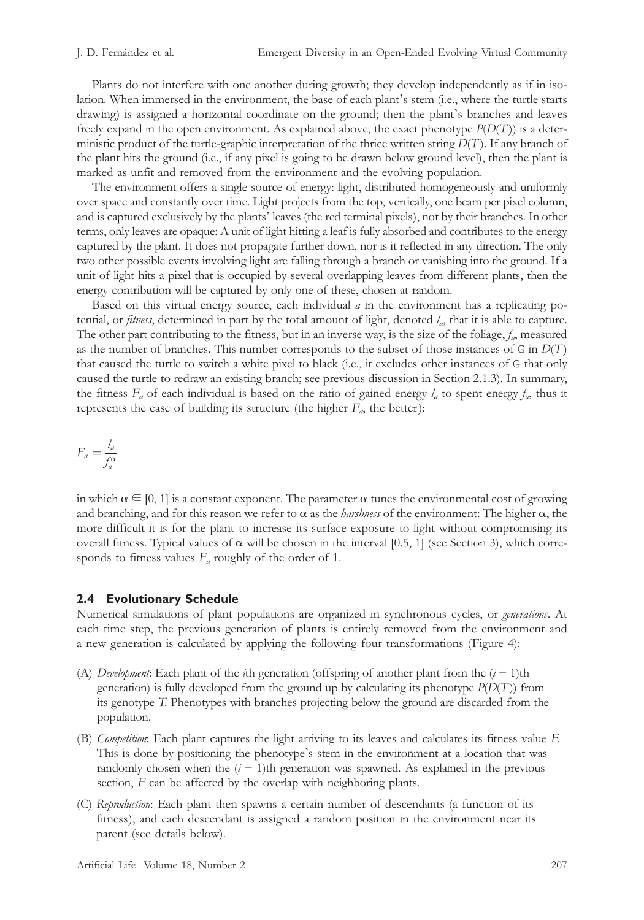Plants do not interfere with one another during growth; they develop independently as if in isolation. When immersed in the environment, the base of each plant's stem (i.e., where the turtle starts drawing) is assigned a horizontal coordinate on the ground; then the plant's branches and leaves freely expand in the open environment. As explained above, the exact phenotype $P(D(T))$ is a deterministic product of the turtle-graphic interpretation of the thrice written string $D(T)$. If any branch of the plant hits the ground (i.e., if any pixel is going to be drawn below ground level), then the plant is marked as unfit and removed from the environment and the evolving population.

The environment offers a single source of energy: light, distributed homogeneously and uniformly over space and constantly over time. Light projects from the top, vertically, one beam per pixel column, and is captured exclusively by the plants' leaves (the red terminal pixels), not by their branches. In other terms, only leaves are opaque: A unit of light hitting a leaf is fully absorbed and contributes to the energy captured by the plant. It does not propagate further down, nor is it reflected in any direction. The only two other possible events involving light are falling through a branch or vanishing into the ground. If a unit of light hits a pixel that is occupied by several overlapping leaves from different plants, then the energy contribution will be captured by only one of these, chosen at random.

Based on this virtual energy source, each individual $a$ in the environment has a replicating potential, or *fitness*, determined in part by the total amount of light, denoted $l_a$, that it is able to capture. The other part contributing to the fitness, but in an inverse way, is the size of the foliage, $f_a$, measured as the number of branches. This number corresponds to the subset of those instances of G in $D(T)$ that caused the turtle to switch a white pixel to black (i.e., it excludes other instances of G that only caused the turtle to redraw an existing branch; see previous discussion in Section 2.1.3). In summary, the fitness $F_a$ of each individual is based on the ratio of gained energy $l_a$ to spent energy $f_a$, thus it represents the ease of building its structure (the higher $F_a$, the better):

$$F_a = \frac{l_a}{f_a^{\alpha}}$$

in which $\alpha \in [0, 1]$ is a constant exponent. The parameter $\alpha$ tunes the environmental cost of growing and branching, and for this reason we refer to $\alpha$ as the *harshness* of the environment: The higher $\alpha$, the more difficult it is for the plant to increase its surface exposure to light without compromising its overall fitness. Typical values of $\alpha$ will be chosen in the interval [0.5, 1] (see Section 3), which corresponds to fitness values $F_a$ roughly of the order of 1.

### 2.4 Evolutionary Schedule

Numerical simulations of plant populations are organized in synchronous cycles, or *generations*. At each time step, the previous generation of plants is entirely removed from the environment and a new generation is calculated by applying the following four transformations (Figure 4):

(A) *Development*: Each plant of the $i$th generation (offspring of another plant from the $(i - 1)$th generation) is fully developed from the ground up by calculating its phenotype $P(D(T))$ from its genotype $T$. Phenotypes with branches projecting below the ground are discarded from the population.

(B) *Competition*: Each plant captures the light arriving to its leaves and calculates its fitness value $F$. This is done by positioning the phenotype's stem in the environment at a location that was randomly chosen when the $(i - 1)$th generation was spawned. As explained in the previous section, $F$ can be affected by the overlap with neighboring plants.

(C) *Reproduction*: Each plant then spawns a certain number of descendants (a function of its fitness), and each descendant is assigned a random position in the environment near its parent (see details below).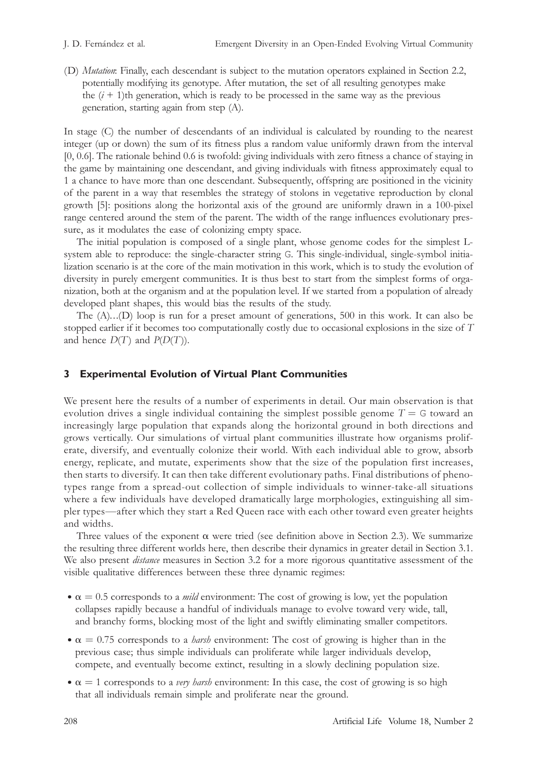(D) *Mutation*: Finally, each descendant is subject to the mutation operators explained in Section 2.2, potentially modifying its genotype. After mutation, the set of all resulting genotypes make the $(i + 1)$th generation, which is ready to be processed in the same way as the previous generation, starting again from step (A).

In stage (C) the number of descendants of an individual is calculated by rounding to the nearest integer (up or down) the sum of its fitness plus a random value uniformly drawn from the interval [0, 0.6]. The rationale behind 0.6 is twofold: giving individuals with zero fitness a chance of staying in the game by maintaining one descendant, and giving individuals with fitness approximately equal to 1 a chance to have more than one descendant. Subsequently, offspring are positioned in the vicinity of the parent in a way that resembles the strategy of stolons in vegetative reproduction by clonal growth [5]: positions along the horizontal axis of the ground are uniformly drawn in a 100-pixel range centered around the stem of the parent. The width of the range influences evolutionary pressure, as it modulates the ease of colonizing empty space.

The initial population is composed of a single plant, whose genome codes for the simplest L-system able to reproduce: the single-character string G. This single-individual, single-symbol initialization scenario is at the core of the main motivation in this work, which is to study the evolution of diversity in purely emergent communities. It is thus best to start from the simplest forms of organization, both at the organism and at the population level. If we started from a population of already developed plant shapes, this would bias the results of the study.

The (A)...(D) loop is run for a preset amount of generations, 500 in this work. It can also be stopped earlier if it becomes too computationally costly due to occasional explosions in the size of $T$ and hence $D(T)$ and $P(D(T))$.

## 3 Experimental Evolution of Virtual Plant Communities

We present here the results of a number of experiments in detail. Our main observation is that evolution drives a single individual containing the simplest possible genome $T = \text{G}$ toward an increasingly large population that expands along the horizontal ground in both directions and grows vertically. Our simulations of virtual plant communities illustrate how organisms proliferate, diversify, and eventually colonize their world. With each individual able to grow, absorb energy, replicate, and mutate, experiments show that the size of the population first increases, then starts to diversify. It can then take different evolutionary paths. Final distributions of phenotypes range from a spread-out collection of simple individuals to winner-take-all situations where a few individuals have developed dramatically large morphologies, extinguishing all simpler types—after which they start a Red Queen race with each other toward even greater heights and widths.

Three values of the exponent $\alpha$ were tried (see definition above in Section 2.3). We summarize the resulting three different worlds here, then describe their dynamics in greater detail in Section 3.1. We also present *distance* measures in Section 3.2 for a more rigorous quantitative assessment of the visible qualitative differences between these three dynamic regimes:

- $\alpha = 0.5$ corresponds to a *mild* environment: The cost of growing is low, yet the population collapses rapidly because a handful of individuals manage to evolve toward very wide, tall, and branchy forms, blocking most of the light and swiftly eliminating smaller competitors.
- $\alpha = 0.75$ corresponds to a *harsh* environment: The cost of growing is higher than in the previous case; thus simple individuals can proliferate while larger individuals develop, compete, and eventually become extinct, resulting in a slowly declining population size.
- $\alpha = 1$ corresponds to a *very harsh* environment: In this case, the cost of growing is so high that all individuals remain simple and proliferate near the ground.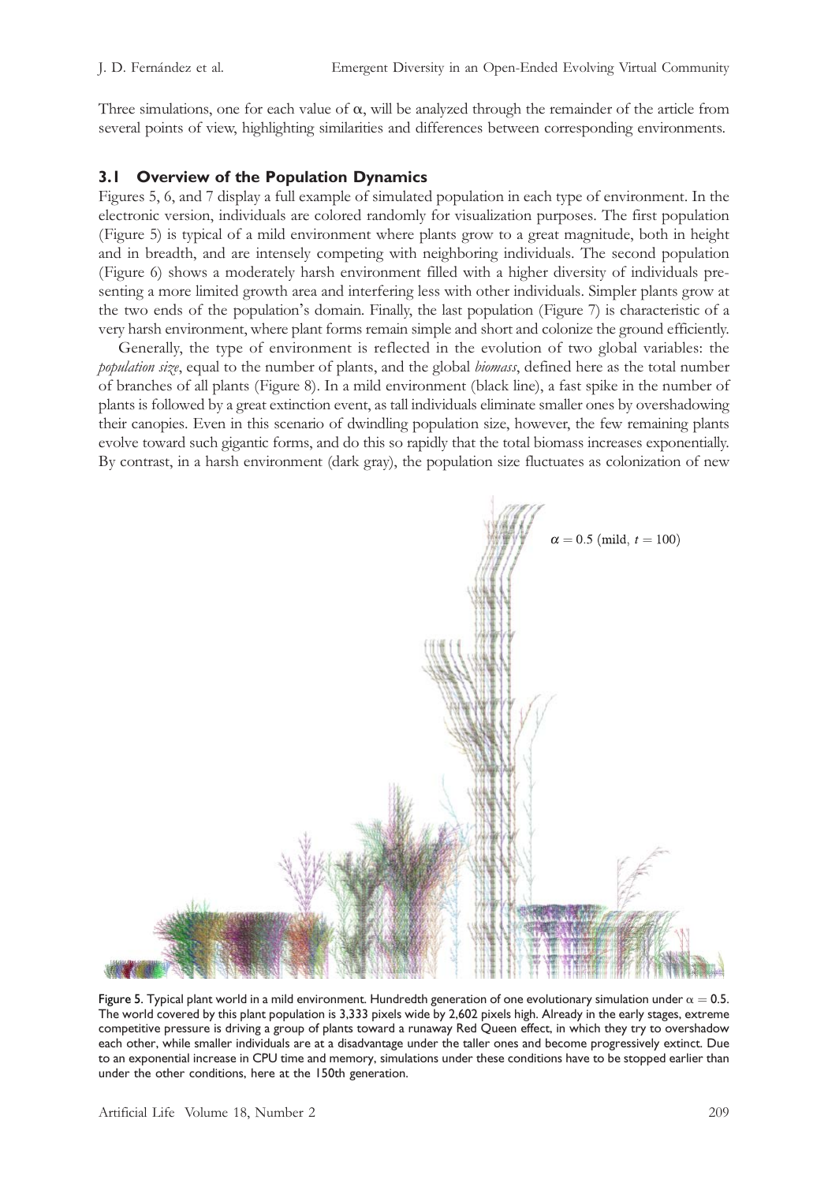Three simulations, one for each value of α, will be analyzed through the remainder of the article from several points of view, highlighting similarities and differences between corresponding environments.

### 3.1 Overview of the Population Dynamics

Figures 5, 6, and 7 display a full example of simulated population in each type of environment. In the electronic version, individuals are colored randomly for visualization purposes. The first population (Figure 5) is typical of a mild environment where plants grow to a great magnitude, both in height and in breadth, and are intensely competing with neighboring individuals. The second population (Figure 6) shows a moderately harsh environment filled with a higher diversity of individuals presenting a more limited growth area and interfering less with other individuals. Simpler plants grow at the two ends of the population's domain. Finally, the last population (Figure 7) is characteristic of a very harsh environment, where plant forms remain simple and short and colonize the ground efficiently.

Generally, the type of environment is reflected in the evolution of two global variables: the *population size*, equal to the number of plants, and the global *biomass*, defined here as the total number of branches of all plants (Figure 8). In a mild environment (black line), a fast spike in the number of plants is followed by a great extinction event, as tall individuals eliminate smaller ones by overshadowing their canopies. Even in this scenario of dwindling population size, however, the few remaining plants evolve toward such gigantic forms, and do this so rapidly that the total biomass increases exponentially. By contrast, in a harsh environment (dark gray), the population size fluctuates as colonization of new

$\alpha = 0.5$ (mild, $t = 100$)

Figure 5. Typical plant world in a mild environment. Hundredth generation of one evolutionary simulation under $\alpha = 0.5$. The world covered by this plant population is 3,333 pixels wide by 2,602 pixels high. Already in the early stages, extreme competitive pressure is driving a group of plants toward a runaway Red Queen effect, in which they try to overshadow each other, while smaller individuals are at a disadvantage under the taller ones and become progressively extinct. Due to an exponential increase in CPU time and memory, simulations under these conditions have to be stopped earlier than under the other conditions, here at the 150th generation.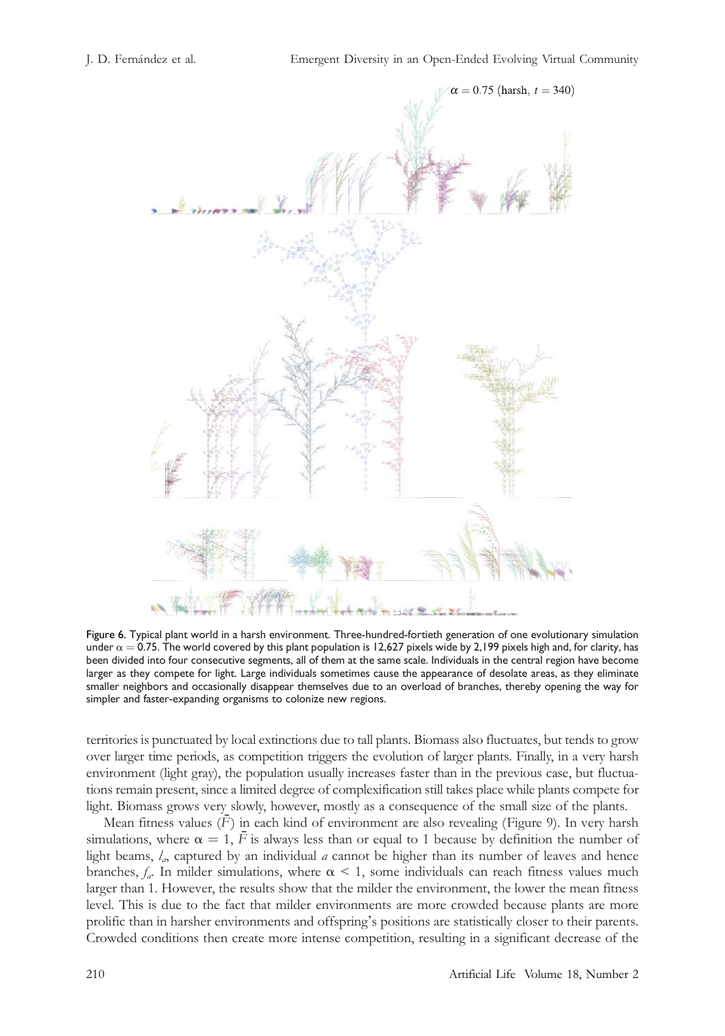$\alpha = 0.75$ (harsh, $t = 340$)

Figure 6. Typical plant world in a harsh environment. Three-hundred-fortieth generation of one evolutionary simulation under $\alpha = 0.75$. The world covered by this plant population is 12,627 pixels wide by 2,199 pixels high and, for clarity, has been divided into four consecutive segments, all of them at the same scale. Individuals in the central region have become larger as they compete for light. Large individuals sometimes cause the appearance of desolate areas, as they eliminate smaller neighbors and occasionally disappear themselves due to an overload of branches, thereby opening the way for simpler and faster-expanding organisms to colonize new regions.

territories is punctuated by local extinctions due to tall plants. Biomass also fluctuates, but tends to grow over larger time periods, as competition triggers the evolution of larger plants. Finally, in a very harsh environment (light gray), the population usually increases faster than in the previous case, but fluctuations remain present, since a limited degree of complexification still takes place while plants compete for light. Biomass grows very slowly, however, mostly as a consequence of the small size of the plants.

Mean fitness values ($\bar{F}$) in each kind of environment are also revealing (Figure 9). In very harsh simulations, where $\alpha = 1$, $\bar{F}$ is always less than or equal to 1 because by definition the number of light beams, $l_a$, captured by an individual $a$ cannot be higher than its number of leaves and hence branches, $f_a$. In milder simulations, where $\alpha < 1$, some individuals can reach fitness values much larger than 1. However, the results show that the milder the environment, the lower the mean fitness level. This is due to the fact that milder environments are more crowded because plants are more prolific than in harsher environments and offspring's positions are statistically closer to their parents. Crowded conditions then create more intense competition, resulting in a significant decrease of the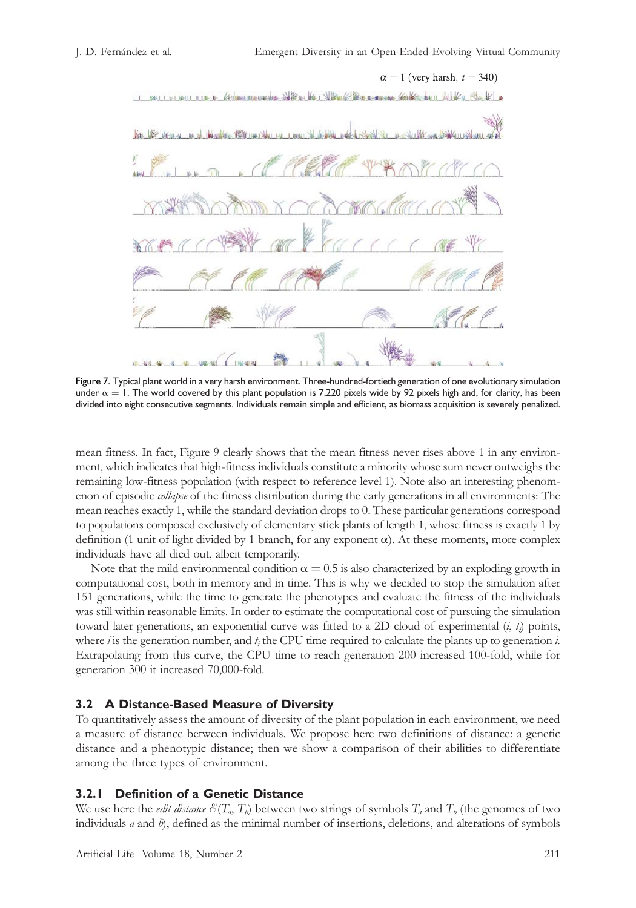$\alpha = 1$ (very harsh, $t = 340$)

Figure 7. Typical plant world in a very harsh environment. Three-hundred-fortieth generation of one evolutionary simulation under $\alpha = 1$. The world covered by this plant population is 7,220 pixels wide by 92 pixels high and, for clarity, has been divided into eight consecutive segments. Individuals remain simple and efficient, as biomass acquisition is severely penalized.

mean fitness. In fact, Figure 9 clearly shows that the mean fitness never rises above 1 in any environment, which indicates that high-fitness individuals constitute a minority whose sum never outweighs the remaining low-fitness population (with respect to reference level 1). Note also an interesting phenomenon of episodic *collapse* of the fitness distribution during the early generations in all environments: The mean reaches exactly 1, while the standard deviation drops to 0. These particular generations correspond to populations composed exclusively of elementary stick plants of length 1, whose fitness is exactly 1 by definition (1 unit of light divided by 1 branch, for any exponent $\alpha$). At these moments, more complex individuals have all died out, albeit temporarily.

Note that the mild environmental condition $\alpha = 0.5$ is also characterized by an exploding growth in computational cost, both in memory and in time. This is why we decided to stop the simulation after 151 generations, while the time to generate the phenotypes and evaluate the fitness of the individuals was still within reasonable limits. In order to estimate the computational cost of pursuing the simulation toward later generations, an exponential curve was fitted to a 2D cloud of experimental ($i$, $t_i$) points, where $i$ is the generation number, and $t_i$ the CPU time required to calculate the plants up to generation $i$. Extrapolating from this curve, the CPU time to reach generation 200 increased 100-fold, while for generation 300 it increased 70,000-fold.

### 3.2 A Distance-Based Measure of Diversity

To quantitatively assess the amount of diversity of the plant population in each environment, we need a measure of distance between individuals. We propose here two definitions of distance: a genetic distance and a phenotypic distance; then we show a comparison of their abilities to differentiate among the three types of environment.

#### 3.2.1 Definition of a Genetic Distance

We use here the *edit distance* $\mathcal{E}(T_a, T_b)$ between two strings of symbols $T_a$ and $T_b$ (the genomes of two individuals $a$ and $b$), defined as the minimal number of insertions, deletions, and alterations of symbols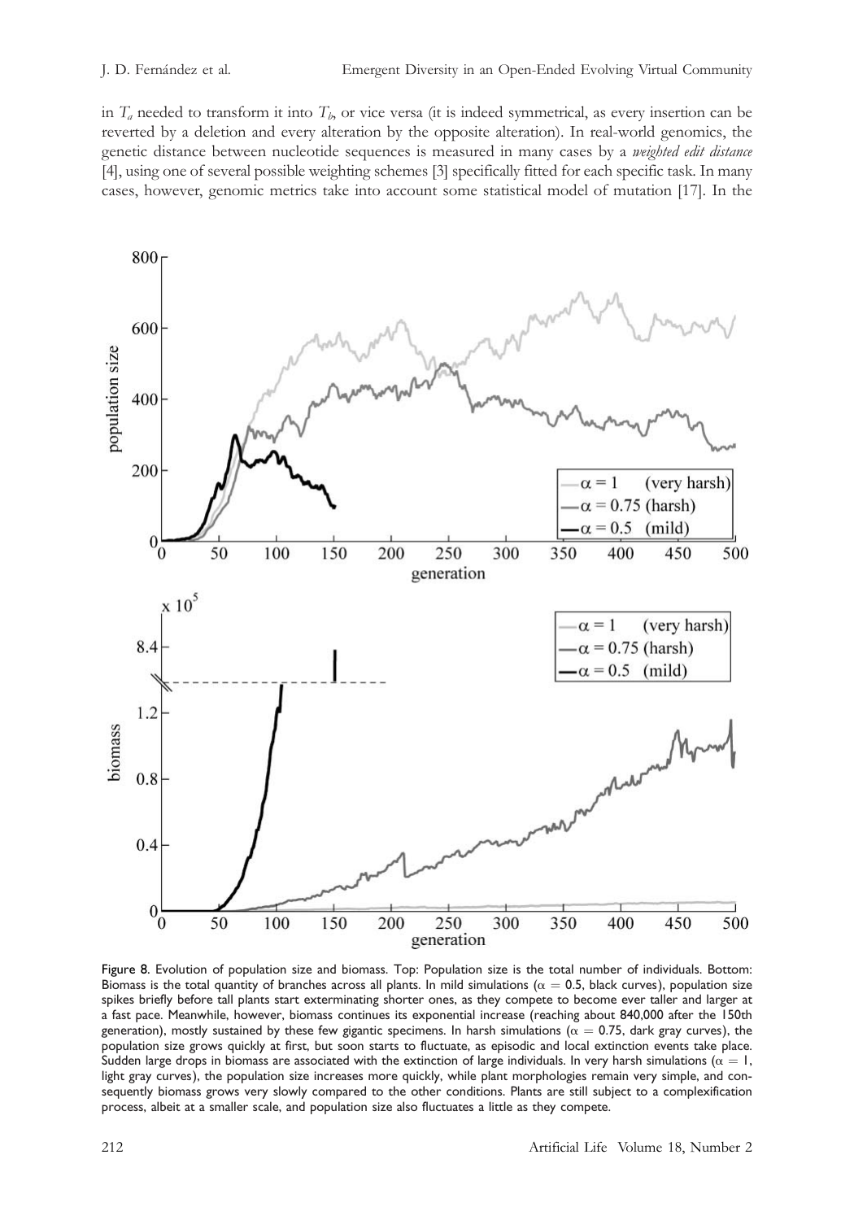in $T_a$ needed to transform it into $T_b$, or vice versa (it is indeed symmetrical, as every insertion can be reverted by a deletion and every alteration by the opposite alteration). In real-world genomics, the genetic distance between nucleotide sequences is measured in many cases by a *weighted edit distance* [4], using one of several possible weighting schemes [3] specifically fitted for each specific task. In many cases, however, genomic metrics take into account some statistical model of mutation [17]. In the

Figure 8. Evolution of population size and biomass. Top: Population size is the total number of individuals. Bottom: Biomass is the total quantity of branches across all plants. In mild simulations ($\alpha = 0.5$, black curves), population size spikes briefly before tall plants start exterminating shorter ones, as they compete to become ever taller and larger at a fast pace. Meanwhile, however, biomass continues its exponential increase (reaching about 840,000 after the 150th generation), mostly sustained by these few gigantic specimens. In harsh simulations ($\alpha = 0.75$, dark gray curves), the population size grows quickly at first, but soon starts to fluctuate, as episodic and local extinction events take place. Sudden large drops in biomass are associated with the extinction of large individuals. In very harsh simulations ($\alpha = 1$, light gray curves), the population size increases more quickly, while plant morphologies remain very simple, and consequently biomass grows very slowly compared to the other conditions. Plants are still subject to a complexification process, albeit at a smaller scale, and population size also fluctuates a little as they compete.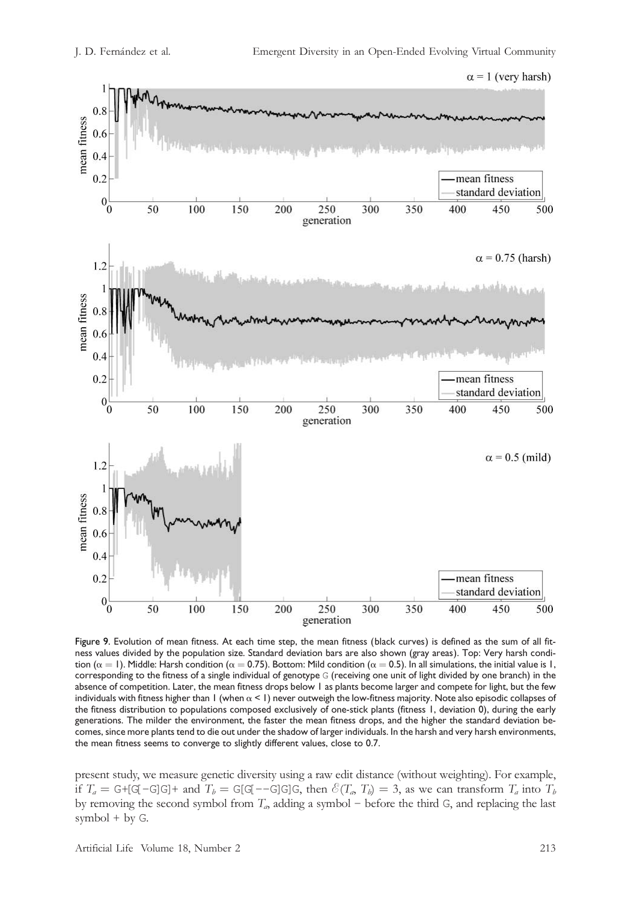Figure 9. Evolution of mean fitness. At each time step, the mean fitness (black curves) is defined as the sum of all fitness values divided by the population size. Standard deviation bars are also shown (gray areas). Top: Very harsh condition ($\alpha = 1$). Middle: Harsh condition ($\alpha = 0.75$). Bottom: Mild condition ($\alpha = 0.5$). In all simulations, the initial value is 1, corresponding to the fitness of a single individual of genotype G (receiving one unit of light divided by one branch) in the absence of competition. Later, the mean fitness drops below 1 as plants become larger and compete for light, but the few individuals with fitness higher than 1 (when $\alpha < 1$) never outweigh the low-fitness majority. Note also episodic collapses of the fitness distribution to populations composed exclusively of one-stick plants (fitness 1, deviation 0), during the early generations. The milder the environment, the faster the mean fitness drops, and the higher the standard deviation becomes, since more plants tend to die out under the shadow of larger individuals. In the harsh and very harsh environments, the mean fitness seems to converge to slightly different values, close to 0.7.

present study, we measure genetic diversity using a raw edit distance (without weighting). For example, if $T_a$ = G+[G[−G]G]+ and $T_b$ = G[G[−−G]G]G, then $\mathcal{E}(T_a, T_b) = 3$, as we can transform $T_a$ into $T_b$ by removing the second symbol from $T_a$, adding a symbol − before the third G, and replacing the last symbol + by G.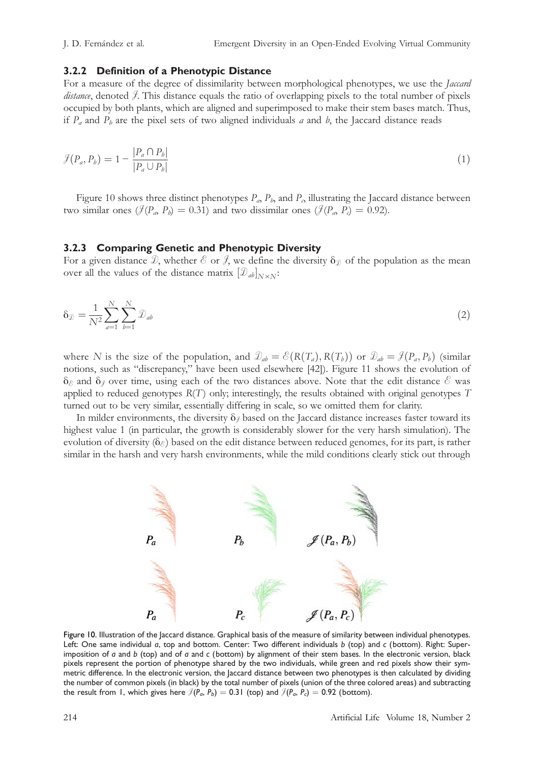### 3.2.2 Definition of a Phenotypic Distance

For a measure of the degree of dissimilarity between morphological phenotypes, we use the *Jaccard distance*, denoted $\mathcal{J}$. This distance equals the ratio of overlapping pixels to the total number of pixels occupied by both plants, which are aligned and superimposed to make their stem bases match. Thus, if $P_a$ and $P_b$ are the pixel sets of two aligned individuals $a$ and $b$, the Jaccard distance reads

$$\mathcal{J}(P_a, P_b) = 1 - \frac{|P_a \cap P_b|}{|P_a \cup P_b|} \tag{1}$$

Figure 10 shows three distinct phenotypes $P_a$, $P_b$, and $P_c$, illustrating the Jaccard distance between two similar ones ($\mathcal{J}(P_a, P_b) = 0.31$) and two dissimilar ones ($\mathcal{J}(P_a, P_c) = 0.92$).

### 3.2.3 Comparing Genetic and Phenotypic Diversity

For a given distance $\mathcal{D}$, whether $\mathcal{E}$ or $\mathcal{J}$, we define the diversity $\delta_{\mathcal{D}}$ of the population as the mean over all the values of the distance matrix $[\mathcal{D}_{ab}]_{N \times N}$:

$$\delta_{\mathcal{D}} = \frac{1}{N^2} \sum_{a=1}^{N} \sum_{b=1}^{N} \mathcal{D}_{ab} \tag{2}$$

where $N$ is the size of the population, and $\mathcal{D}_{ab} = \mathcal{E}(R(T_a), R(T_b))$ or $\mathcal{D}_{ab} = \mathcal{J}(P_a, P_b)$ (similar notions, such as "discrepancy," have been used elsewhere [42]). Figure 11 shows the evolution of $\delta_{\mathcal{E}}$ and $\delta_{\mathcal{J}}$ over time, using each of the two distances above. Note that the edit distance $\mathcal{E}$ was applied to reduced genotypes $R(T)$ only; interestingly, the results obtained with original genotypes $T$ turned out to be very similar, essentially differing in scale, so we omitted them for clarity.

In milder environments, the diversity $\delta_{\mathcal{J}}$ based on the Jaccard distance increases faster toward its highest value 1 (in particular, the growth is considerably slower for the very harsh simulation). The evolution of diversity ($\delta_{\mathcal{E}}$) based on the edit distance between reduced genomes, for its part, is rather similar in the harsh and very harsh environments, while the mild conditions clearly stick out through

Figure 10. Illustration of the Jaccard distance. Graphical basis of the measure of similarity between individual phenotypes. Left: One same individual *a*, top and bottom. Center: Two different individuals *b* (top) and *c* (bottom). Right: Superimposition of *a* and *b* (top) and of *a* and *c* (bottom) by alignment of their stem bases. In the electronic version, black pixels represent the portion of phenotype shared by the two individuals, while green and red pixels show their symmetric difference. In the electronic version, the Jaccard distance between two phenotypes is then calculated by dividing the number of common pixels (in black) by the total number of pixels (union of the three colored areas) and subtracting the result from 1, which gives here $\mathcal{J}(P_a, P_b) = 0.31$ (top) and $\mathcal{J}(P_a, P_c) = 0.92$ (bottom).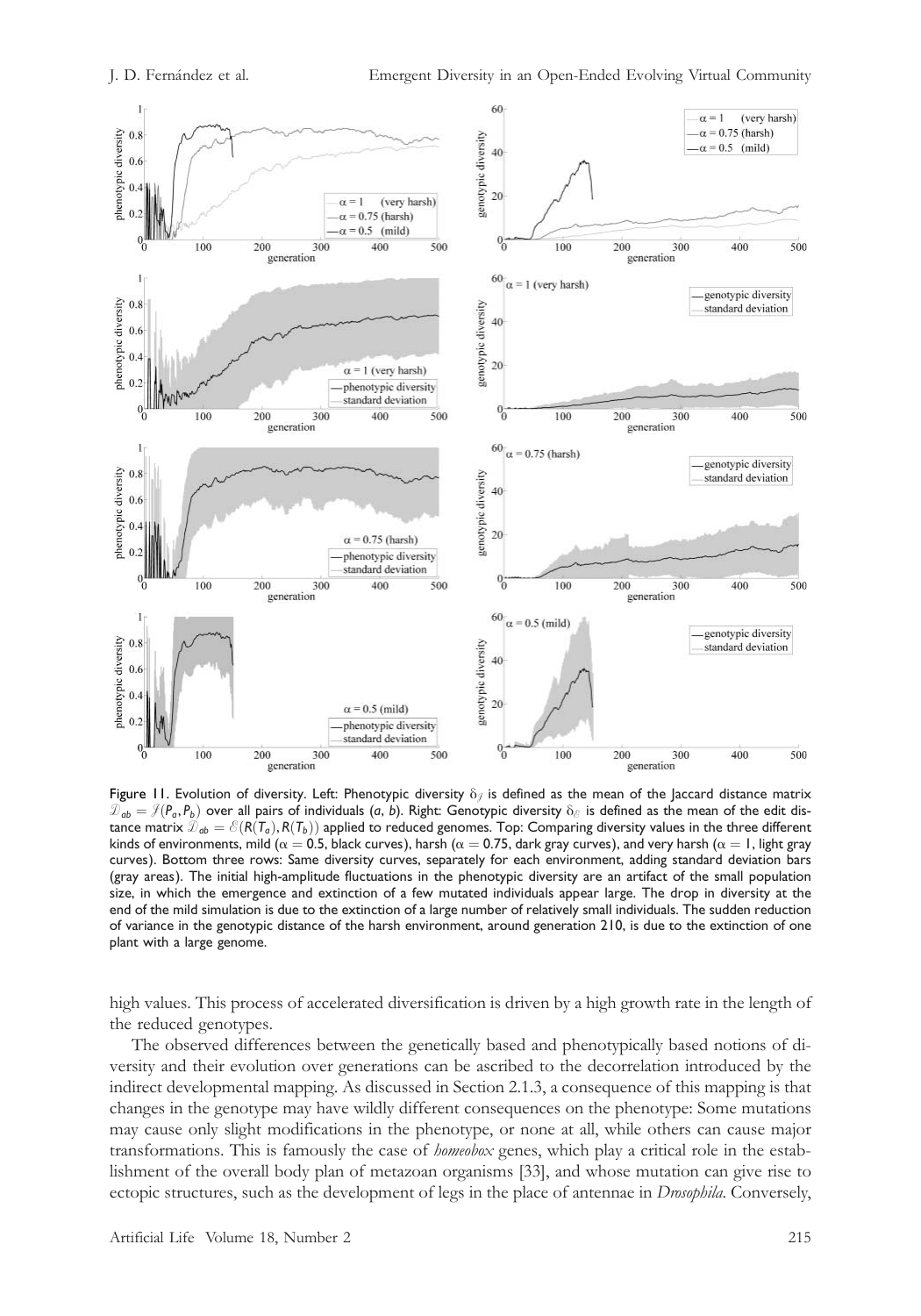Figure 11. Evolution of diversity. Left: Phenotypic diversity $\delta_{\mathcal{J}}$ is defined as the mean of the Jaccard distance matrix $\mathcal{D}_{ab} = \mathcal{J}(P_a, P_b)$ over all pairs of individuals $(a, b)$. Right: Genotypic diversity $\delta_{\mathcal{E}}$ is defined as the mean of the edit distance matrix $\mathcal{D}_{ab} = \mathcal{E}(R(T_a), R(T_b))$ applied to reduced genomes. Top: Comparing diversity values in the three different kinds of environments, mild ($\alpha = 0.5$, black curves), harsh ($\alpha = 0.75$, dark gray curves), and very harsh ($\alpha = 1$, light gray curves). Bottom three rows: Same diversity curves, separately for each environment, adding standard deviation bars (gray areas). The initial high-amplitude fluctuations in the phenotypic diversity are an artifact of the small population size, in which the emergence and extinction of a few mutated individuals appear large. The drop in diversity at the end of the mild simulation is due to the extinction of a large number of relatively small individuals. The sudden reduction of variance in the genotypic distance of the harsh environment, around generation 210, is due to the extinction of one plant with a large genome.

high values. This process of accelerated diversification is driven by a high growth rate in the length of the reduced genotypes.

The observed differences between the genetically based and phenotypically based notions of diversity and their evolution over generations can be ascribed to the decorrelation introduced by the indirect developmental mapping. As discussed in Section 2.1.3, a consequence of this mapping is that changes in the genotype may have wildly different consequences on the phenotype: Some mutations may cause only slight modifications in the phenotype, or none at all, while others can cause major transformations. This is famously the case of *homeobox* genes, which play a critical role in the establishment of the overall body plan of metazoan organisms [33], and whose mutation can give rise to ectopic structures, such as the development of legs in the place of antennae in *Drosophila*. Conversely,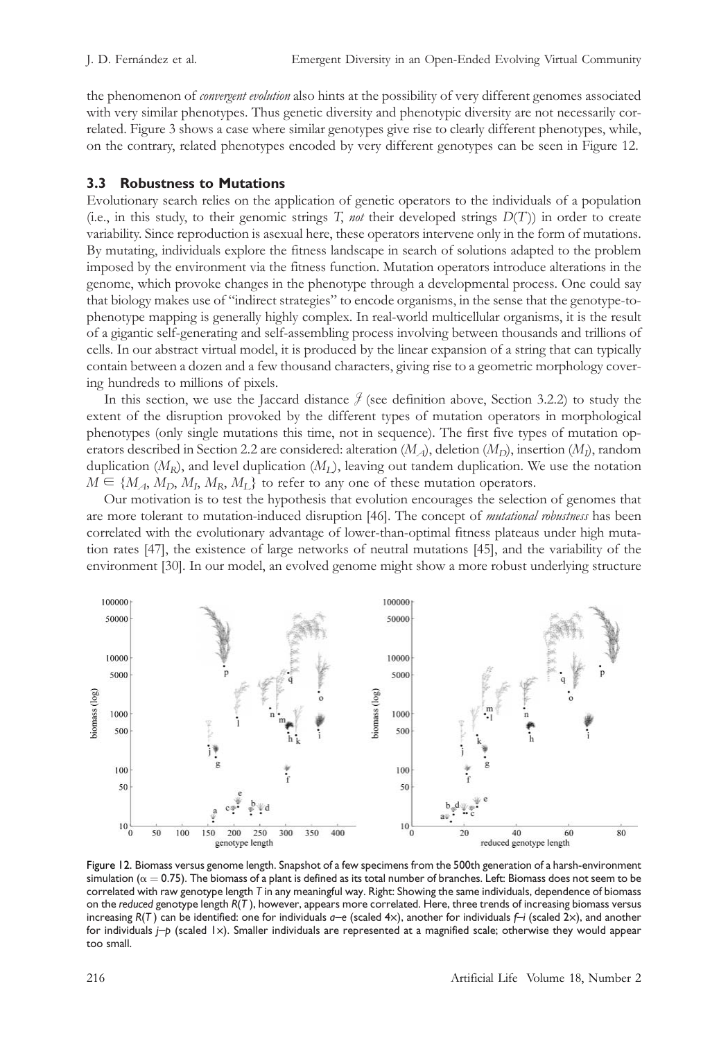the phenomenon of *convergent evolution* also hints at the possibility of very different genomes associated with very similar phenotypes. Thus genetic diversity and phenotypic diversity are not necessarily correlated. Figure 3 shows a case where similar genotypes give rise to clearly different phenotypes, while, on the contrary, related phenotypes encoded by very different genotypes can be seen in Figure 12.

### 3.3 Robustness to Mutations

Evolutionary search relies on the application of genetic operators to the individuals of a population (i.e., in this study, to their genomic strings $T$, *not* their developed strings $D(T)$) in order to create variability. Since reproduction is asexual here, these operators intervene only in the form of mutations. By mutating, individuals explore the fitness landscape in search of solutions adapted to the problem imposed by the environment via the fitness function. Mutation operators introduce alterations in the genome, which provoke changes in the phenotype through a developmental process. One could say that biology makes use of "indirect strategies" to encode organisms, in the sense that the genotype-to-phenotype mapping is generally highly complex. In real-world multicellular organisms, it is the result of a gigantic self-generating and self-assembling process involving between thousands and trillions of cells. In our abstract virtual model, it is produced by the linear expansion of a string that can typically contain between a dozen and a few thousand characters, giving rise to a geometric morphology covering hundreds to millions of pixels.

In this section, we use the Jaccard distance $\mathcal{J}$ (see definition above, Section 3.2.2) to study the extent of the disruption provoked by the different types of mutation operators in morphological phenotypes (only single mutations this time, not in sequence). The first five types of mutation operators described in Section 2.2 are considered: alteration ($M_A$), deletion ($M_D$), insertion ($M_I$), random duplication ($M_R$), and level duplication ($M_L$), leaving out tandem duplication. We use the notation $M \in \{M_A, M_D, M_I, M_R, M_L\}$ to refer to any one of these mutation operators.

Our motivation is to test the hypothesis that evolution encourages the selection of genomes that are more tolerant to mutation-induced disruption [46]. The concept of *mutational robustness* has been correlated with the evolutionary advantage of lower-than-optimal fitness plateaus under high mutation rates [47], the existence of large networks of neutral mutations [45], and the variability of the environment [30]. In our model, an evolved genome might show a more robust underlying structure

Figure 12. Biomass versus genome length. Snapshot of a few specimens from the 500th generation of a harsh-environment simulation ($\alpha = 0.75$). The biomass of a plant is defined as its total number of branches. Left: Biomass does not seem to be correlated with raw genotype length $T$ in any meaningful way. Right: Showing the same individuals, dependence of biomass on the *reduced* genotype length $R(T)$, however, appears more correlated. Here, three trends of increasing biomass versus increasing $R(T)$ can be identified: one for individuals *a*–*e* (scaled 4×), another for individuals *f*–*i* (scaled 2×), and another for individuals *j*–*p* (scaled 1×). Smaller individuals are represented at a magnified scale; otherwise they would appear too small.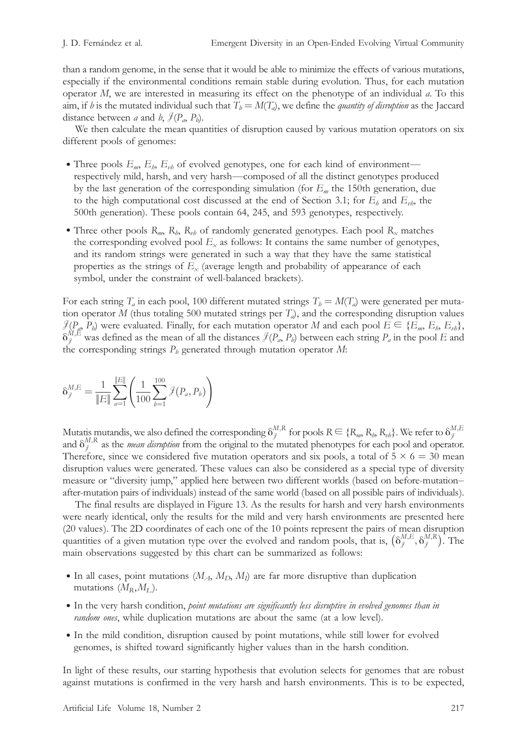than a random genome, in the sense that it would be able to minimize the effects of various mutations, especially if the environmental conditions remain stable during evolution. Thus, for each mutation operator $M$, we are interested in measuring its effect on the phenotype of an individual $a$. To this aim, if $b$ is the mutated individual such that $T_b = M(T_a)$, we define the *quantity of disruption* as the Jaccard distance between $a$ and $b$, $\mathcal{J}(P_a, P_b)$.

We then calculate the mean quantities of disruption caused by various mutation operators on six different pools of genomes:

- Three pools $E_m$, $E_h$, $E_{vh}$ of evolved genotypes, one for each kind of environment—respectively mild, harsh, and very harsh—composed of all the distinct genotypes produced by the last generation of the corresponding simulation (for $E_m$ the 150th generation, due to the high computational cost discussed at the end of Section 3.1; for $E_h$ and $E_{vh}$, the 500th generation). These pools contain 64, 245, and 593 genotypes, respectively.
- Three other pools $R_m$, $R_h$, $R_{vh}$ of randomly generated genotypes. Each pool $R_x$ matches the corresponding evolved pool $E_x$ as follows: It contains the same number of genotypes, and its random strings were generated in such a way that they have the same statistical properties as the strings of $E_x$ (average length and probability of appearance of each symbol, under the constraint of well-balanced brackets).

For each string $T_a$ in each pool, 100 different mutated strings $T_b = M(T_a)$ were generated per mutation operator $M$ (thus totaling 500 mutated strings per $T_a$), and the corresponding disruption values $\mathcal{J}(P_a, P_b)$ were evaluated. Finally, for each mutation operator $M$ and each pool $E \in \{E_m, E_h, E_{vh}\}$, $\delta_{\mathcal{J}}^{M,E}$ was defined as the mean of all the distances $\mathcal{J}(P_a, P_b)$ between each string $P_a$ in the pool $E$ and the corresponding strings $P_b$ generated through mutation operator $M$:

$$\delta_{\mathcal{J}}^{M,E} = \frac{1}{\|E\|} \sum_{a=1}^{\|E\|} \left( \frac{1}{100} \sum_{b=1}^{100} \mathcal{J}(P_a, P_b) \right)$$

Mutatis mutandis, we also defined the corresponding $\delta_{\mathcal{J}}^{M,R}$ for pools $R \in \{R_m, R_h, R_{vh}\}$. We refer to $\delta_{\mathcal{J}}^{M,E}$ and $\delta_{\mathcal{J}}^{M,R}$ as the *mean disruption* from the original to the mutated phenotypes for each pool and operator. Therefore, since we considered five mutation operators and six pools, a total of $5 \times 6 = 30$ mean disruption values were generated. These values can also be considered as a special type of diversity measure or "diversity jump," applied here between two different worlds (based on before-mutation–after-mutation pairs of individuals) instead of the same world (based on all possible pairs of individuals).

The final results are displayed in Figure 13. As the results for harsh and very harsh environments were nearly identical, only the results for the mild and very harsh environments are presented here (20 values). The 2D coordinates of each one of the 10 points represent the pairs of mean disruption quantities of a given mutation type over the evolved and random pools, that is, $\left(\delta_{\mathcal{J}}^{M,E}, \delta_{\mathcal{J}}^{M,R}\right)$. The main observations suggested by this chart can be summarized as follows:

- In all cases, point mutations ($M_A$, $M_D$, $M_I$) are far more disruptive than duplication mutations ($M_R$, $M_L$).
- In the very harsh condition, *point mutations are significantly less disruptive in evolved genomes than in random ones*, while duplication mutations are about the same (at a low level).
- In the mild condition, disruption caused by point mutations, while still lower for evolved genomes, is shifted toward significantly higher values than in the harsh condition.

In light of these results, our starting hypothesis that evolution selects for genomes that are robust against mutations is confirmed in the very harsh and harsh environments. This is to be expected,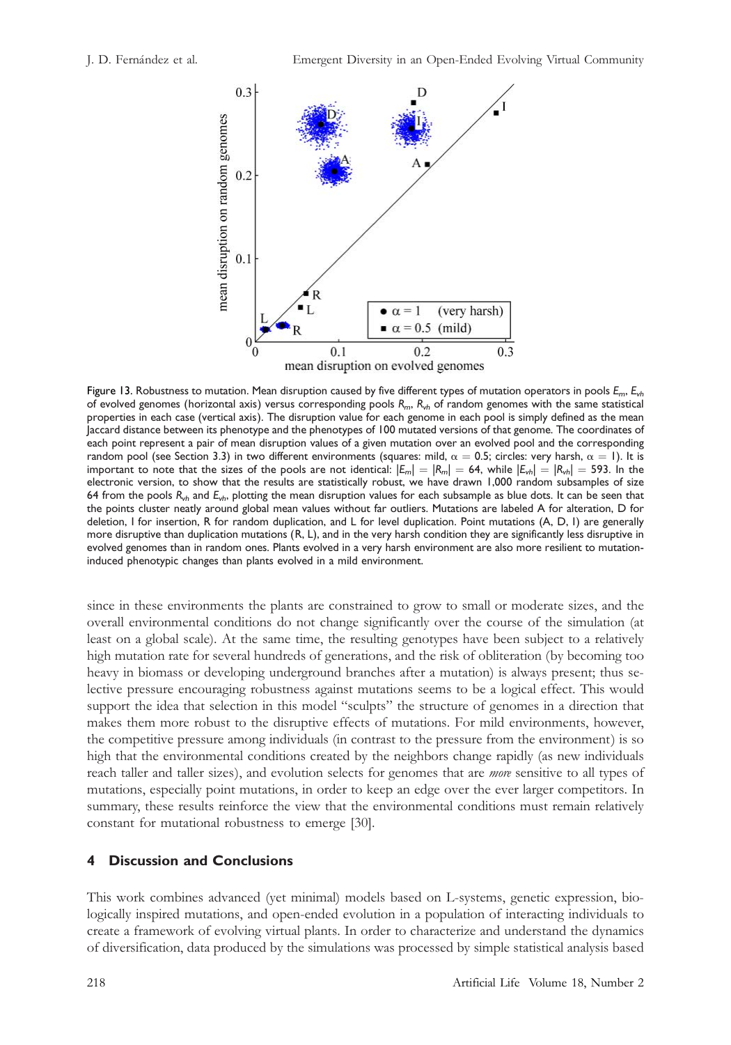Figure 13. Robustness to mutation. Mean disruption caused by five different types of mutation operators in pools $E_m$, $E_{vh}$ of evolved genomes (horizontal axis) versus corresponding pools $R_m$, $R_{vh}$ of random genomes with the same statistical properties in each case (vertical axis). The disruption value for each genome in each pool is simply defined as the mean Jaccard distance between its phenotype and the phenotypes of 100 mutated versions of that genome. The coordinates of each point represent a pair of mean disruption values of a given mutation over an evolved pool and the corresponding random pool (see Section 3.3) in two different environments (squares: mild, $\alpha = 0.5$; circles: very harsh, $\alpha = 1$). It is important to note that the sizes of the pools are not identical: $|E_m| = |R_m| = 64$, while $|E_{vh}| = |R_{vh}| = 593$. In the electronic version, to show that the results are statistically robust, we have drawn 1,000 random subsamples of size 64 from the pools $R_{vh}$ and $E_{vh}$, plotting the mean disruption values for each subsample as blue dots. It can be seen that the points cluster neatly around global mean values without far outliers. Mutations are labeled A for alteration, D for deletion, I for insertion, R for random duplication, and L for level duplication. Point mutations (A, D, I) are generally more disruptive than duplication mutations (R, L), and in the very harsh condition they are significantly less disruptive in evolved genomes than in random ones. Plants evolved in a very harsh environment are also more resilient to mutation-induced phenotypic changes than plants evolved in a mild environment.

since in these environments the plants are constrained to grow to small or moderate sizes, and the overall environmental conditions do not change significantly over the course of the simulation (at least on a global scale). At the same time, the resulting genotypes have been subject to a relatively high mutation rate for several hundreds of generations, and the risk of obliteration (by becoming too heavy in biomass or developing underground branches after a mutation) is always present; thus selective pressure encouraging robustness against mutations seems to be a logical effect. This would support the idea that selection in this model "sculpts" the structure of genomes in a direction that makes them more robust to the disruptive effects of mutations. For mild environments, however, the competitive pressure among individuals (in contrast to the pressure from the environment) is so high that the environmental conditions created by the neighbors change rapidly (as new individuals reach taller and taller sizes), and evolution selects for genomes that are *more* sensitive to all types of mutations, especially point mutations, in order to keep an edge over the ever larger competitors. In summary, these results reinforce the view that the environmental conditions must remain relatively constant for mutational robustness to emerge [30].

## 4 Discussion and Conclusions

This work combines advanced (yet minimal) models based on L-systems, genetic expression, biologically inspired mutations, and open-ended evolution in a population of interacting individuals to create a framework of evolving virtual plants. In order to characterize and understand the dynamics of diversification, data produced by the simulations was processed by simple statistical analysis based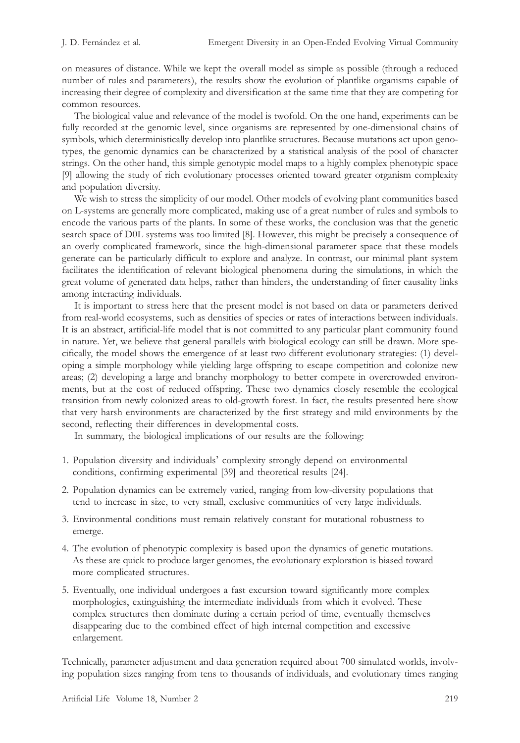on measures of distance. While we kept the overall model as simple as possible (through a reduced number of rules and parameters), the results show the evolution of plantlike organisms capable of increasing their degree of complexity and diversification at the same time that they are competing for common resources.

The biological value and relevance of the model is twofold. On the one hand, experiments can be fully recorded at the genomic level, since organisms are represented by one-dimensional chains of symbols, which deterministically develop into plantlike structures. Because mutations act upon genotypes, the genomic dynamics can be characterized by a statistical analysis of the pool of character strings. On the other hand, this simple genotypic model maps to a highly complex phenotypic space [9] allowing the study of rich evolutionary processes oriented toward greater organism complexity and population diversity.

We wish to stress the simplicity of our model. Other models of evolving plant communities based on L-systems are generally more complicated, making use of a great number of rules and symbols to encode the various parts of the plants. In some of these works, the conclusion was that the genetic search space of D0L systems was too limited [8]. However, this might be precisely a consequence of an overly complicated framework, since the high-dimensional parameter space that these models generate can be particularly difficult to explore and analyze. In contrast, our minimal plant system facilitates the identification of relevant biological phenomena during the simulations, in which the great volume of generated data helps, rather than hinders, the understanding of finer causality links among interacting individuals.

It is important to stress here that the present model is not based on data or parameters derived from real-world ecosystems, such as densities of species or rates of interactions between individuals. It is an abstract, artificial-life model that is not committed to any particular plant community found in nature. Yet, we believe that general parallels with biological ecology can still be drawn. More specifically, the model shows the emergence of at least two different evolutionary strategies: (1) developing a simple morphology while yielding large offspring to escape competition and colonize new areas; (2) developing a large and branchy morphology to better compete in overcrowded environments, but at the cost of reduced offspring. These two dynamics closely resemble the ecological transition from newly colonized areas to old-growth forest. In fact, the results presented here show that very harsh environments are characterized by the first strategy and mild environments by the second, reflecting their differences in developmental costs.

In summary, the biological implications of our results are the following:

1. Population diversity and individuals' complexity strongly depend on environmental conditions, confirming experimental [39] and theoretical results [24].
2. Population dynamics can be extremely varied, ranging from low-diversity populations that tend to increase in size, to very small, exclusive communities of very large individuals.
3. Environmental conditions must remain relatively constant for mutational robustness to emerge.
4. The evolution of phenotypic complexity is based upon the dynamics of genetic mutations. As these are quick to produce larger genomes, the evolutionary exploration is biased toward more complicated structures.
5. Eventually, one individual undergoes a fast excursion toward significantly more complex morphologies, extinguishing the intermediate individuals from which it evolved. These complex structures then dominate during a certain period of time, eventually themselves disappearing due to the combined effect of high internal competition and excessive enlargement.

Technically, parameter adjustment and data generation required about 700 simulated worlds, involving population sizes ranging from tens to thousands of individuals, and evolutionary times ranging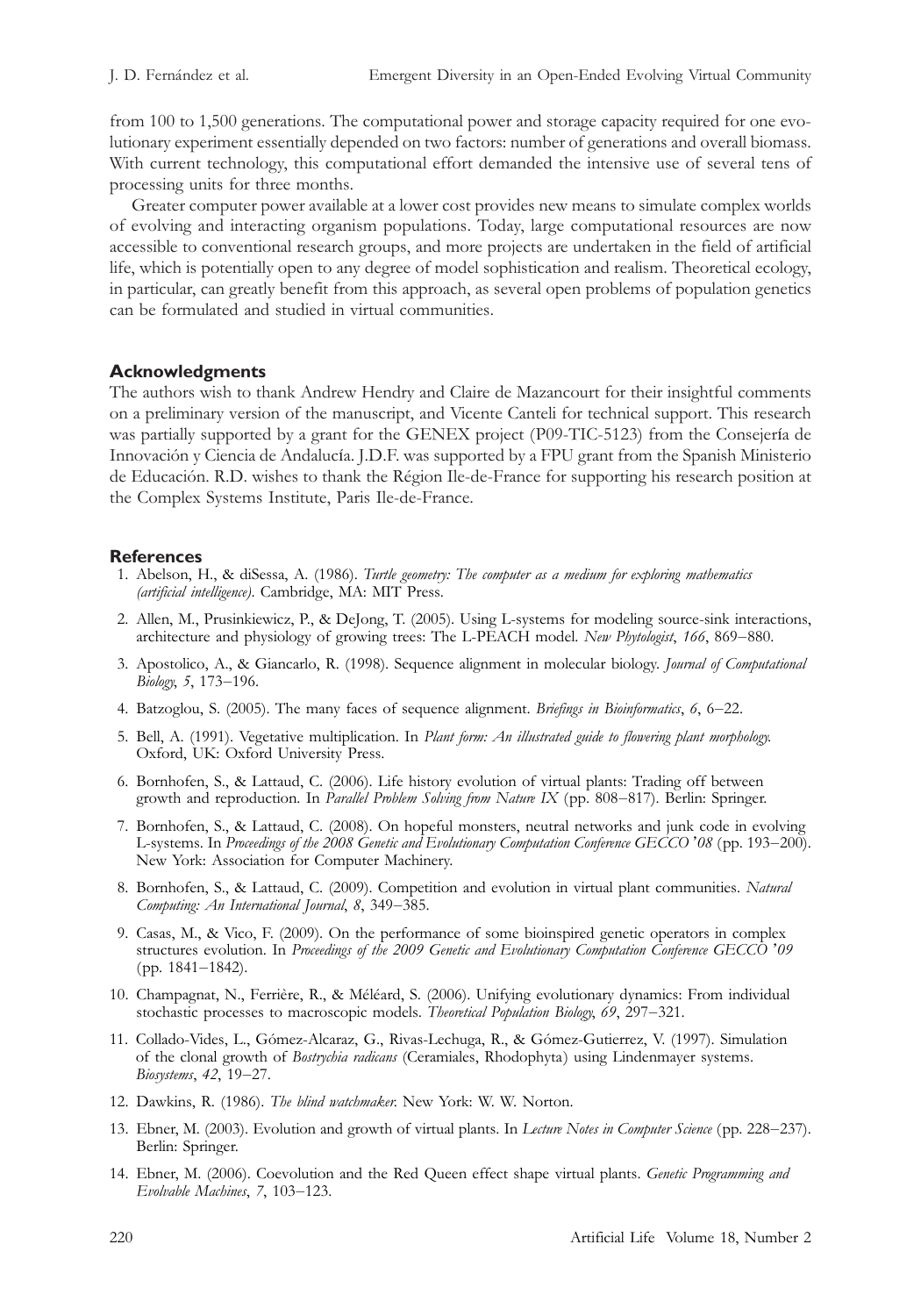from 100 to 1,500 generations. The computational power and storage capacity required for one evolutionary experiment essentially depended on two factors: number of generations and overall biomass. With current technology, this computational effort demanded the intensive use of several tens of processing units for three months.

Greater computer power available at a lower cost provides new means to simulate complex worlds of evolving and interacting organism populations. Today, large computational resources are now accessible to conventional research groups, and more projects are undertaken in the field of artificial life, which is potentially open to any degree of model sophistication and realism. Theoretical ecology, in particular, can greatly benefit from this approach, as several open problems of population genetics can be formulated and studied in virtual communities.

## Acknowledgments

The authors wish to thank Andrew Hendry and Claire de Mazancourt for their insightful comments on a preliminary version of the manuscript, and Vicente Canteli for technical support. This research was partially supported by a grant for the GENEX project (P09-TIC-5123) from the Consejería de Innovación y Ciencia de Andalucía. J.D.F. was supported by a FPU grant from the Spanish Ministerio de Educación. R.D. wishes to thank the Région Ile-de-France for supporting his research position at the Complex Systems Institute, Paris Ile-de-France.

## References

1. Abelson, H., & diSessa, A. (1986). *Turtle geometry: The computer as a medium for exploring mathematics (artificial intelligence)*. Cambridge, MA: MIT Press.
2. Allen, M., Prusinkiewicz, P., & DeJong, T. (2005). Using L-systems for modeling source-sink interactions, architecture and physiology of growing trees: The L-PEACH model. *New Phytologist*, *166*, 869–880.
3. Apostolico, A., & Giancarlo, R. (1998). Sequence alignment in molecular biology. *Journal of Computational Biology*, *5*, 173–196.
4. Batzoglou, S. (2005). The many faces of sequence alignment. *Briefings in Bioinformatics*, *6*, 6–22.
5. Bell, A. (1991). Vegetative multiplication. In *Plant form: An illustrated guide to flowering plant morphology.* Oxford, UK: Oxford University Press.
6. Bornhofen, S., & Lattaud, C. (2006). Life history evolution of virtual plants: Trading off between growth and reproduction. In *Parallel Problem Solving from Nature IX* (pp. 808–817). Berlin: Springer.
7. Bornhofen, S., & Lattaud, C. (2008). On hopeful monsters, neutral networks and junk code in evolving L-systems. In *Proceedings of the 2008 Genetic and Evolutionary Computation Conference GECCO '08* (pp. 193–200). New York: Association for Computer Machinery.
8. Bornhofen, S., & Lattaud, C. (2009). Competition and evolution in virtual plant communities. *Natural Computing: An International Journal*, *8*, 349–385.
9. Casas, M., & Vico, F. (2009). On the performance of some bioinspired genetic operators in complex structures evolution. In *Proceedings of the 2009 Genetic and Evolutionary Computation Conference GECCO '09* (pp. 1841–1842).
10. Champagnat, N., Ferrière, R., & Méléard, S. (2006). Unifying evolutionary dynamics: From individual stochastic processes to macroscopic models. *Theoretical Population Biology*, *69*, 297–321.
11. Collado-Vides, L., Gómez-Alcaraz, G., Rivas-Lechuga, R., & Gómez-Gutierrez, V. (1997). Simulation of the clonal growth of *Bostrychia radicans* (Ceramiales, Rhodophyta) using Lindenmayer systems. *Biosystems*, *42*, 19–27.
12. Dawkins, R. (1986). *The blind watchmaker*. New York: W. W. Norton.
13. Ebner, M. (2003). Evolution and growth of virtual plants. In *Lecture Notes in Computer Science* (pp. 228–237). Berlin: Springer.
14. Ebner, M. (2006). Coevolution and the Red Queen effect shape virtual plants. *Genetic Programming and Evolvable Machines*, *7*, 103–123.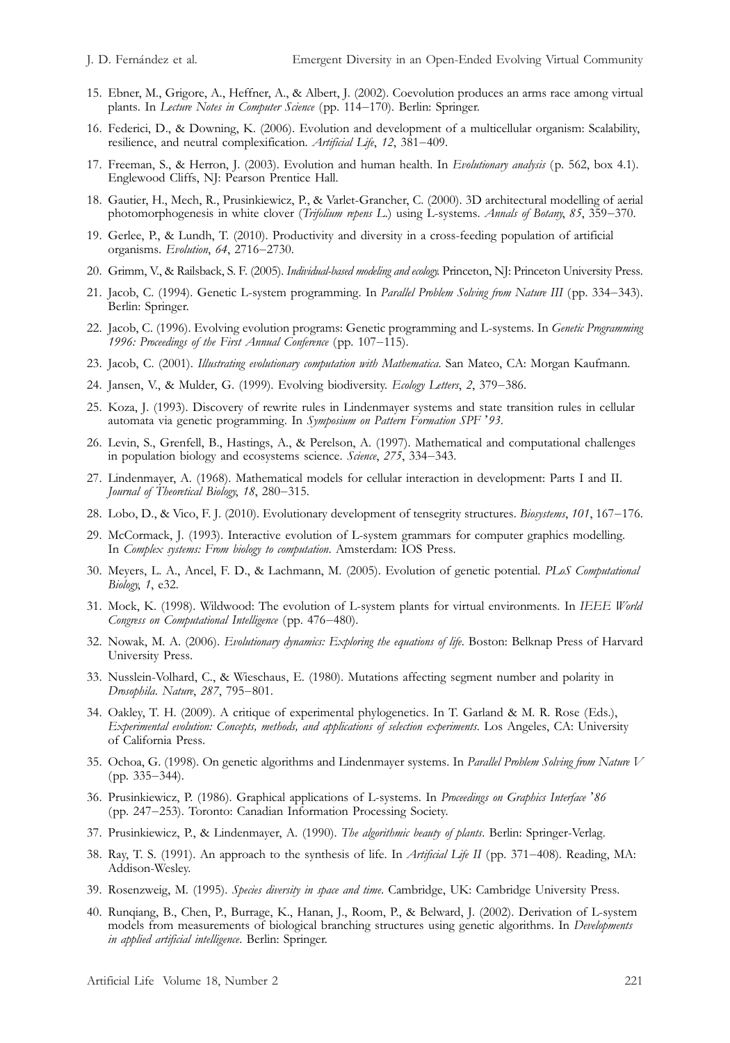15. Ebner, M., Grigore, A., Heffner, A., & Albert, J. (2002). Coevolution produces an arms race among virtual plants. In *Lecture Notes in Computer Science* (pp. 114–170). Berlin: Springer.
16. Federici, D., & Downing, K. (2006). Evolution and development of a multicellular organism: Scalability, resilience, and neutral complexification. *Artificial Life*, *12*, 381–409.
17. Freeman, S., & Herron, J. (2003). Evolution and human health. In *Evolutionary analysis* (p. 562, box 4.1). Englewood Cliffs, NJ: Pearson Prentice Hall.
18. Gautier, H., Mech, R., Prusinkiewicz, P., & Varlet-Grancher, C. (2000). 3D architectural modelling of aerial photomorphogenesis in white clover (*Trifolium repens L.*) using L-systems. *Annals of Botany*, *85*, 359–370.
19. Gerlee, P., & Lundh, T. (2010). Productivity and diversity in a cross-feeding population of artificial organisms. *Evolution*, *64*, 2716–2730.
20. Grimm, V., & Railsback, S. F. (2005). *Individual-based modeling and ecology.* Princeton, NJ: Princeton University Press.
21. Jacob, C. (1994). Genetic L-system programming. In *Parallel Problem Solving from Nature III* (pp. 334–343). Berlin: Springer.
22. Jacob, C. (1996). Evolving evolution programs: Genetic programming and L-systems. In *Genetic Programming 1996: Proceedings of the First Annual Conference* (pp. 107–115).
23. Jacob, C. (2001). *Illustrating evolutionary computation with Mathematica*. San Mateo, CA: Morgan Kaufmann.
24. Jansen, V., & Mulder, G. (1999). Evolving biodiversity. *Ecology Letters*, *2*, 379–386.
25. Koza, J. (1993). Discovery of rewrite rules in Lindenmayer systems and state transition rules in cellular automata via genetic programming. In *Symposium on Pattern Formation SPF '93*.
26. Levin, S., Grenfell, B., Hastings, A., & Perelson, A. (1997). Mathematical and computational challenges in population biology and ecosystems science. *Science*, *275*, 334–343.
27. Lindenmayer, A. (1968). Mathematical models for cellular interaction in development: Parts I and II. *Journal of Theoretical Biology*, *18*, 280–315.
28. Lobo, D., & Vico, F. J. (2010). Evolutionary development of tensegrity structures. *Biosystems*, *101*, 167–176.
29. McCormack, J. (1993). Interactive evolution of L-system grammars for computer graphics modelling. In *Complex systems: From biology to computation*. Amsterdam: IOS Press.
30. Meyers, L. A., Ancel, F. D., & Lachmann, M. (2005). Evolution of genetic potential. *PLoS Computational Biology*, *1*, e32.
31. Mock, K. (1998). Wildwood: The evolution of L-system plants for virtual environments. In *IEEE World Congress on Computational Intelligence* (pp. 476–480).
32. Nowak, M. A. (2006). *Evolutionary dynamics: Exploring the equations of life*. Boston: Belknap Press of Harvard University Press.
33. Nusslein-Volhard, C., & Wieschaus, E. (1980). Mutations affecting segment number and polarity in *Drosophila*. *Nature*, *287*, 795–801.
34. Oakley, T. H. (2009). A critique of experimental phylogenetics. In T. Garland & M. R. Rose (Eds.), *Experimental evolution: Concepts, methods, and applications of selection experiments*. Los Angeles, CA: University of California Press.
35. Ochoa, G. (1998). On genetic algorithms and Lindenmayer systems. In *Parallel Problem Solving from Nature V* (pp. 335–344).
36. Prusinkiewicz, P. (1986). Graphical applications of L-systems. In *Proceedings on Graphics Interface '86* (pp. 247–253). Toronto: Canadian Information Processing Society.
37. Prusinkiewicz, P., & Lindenmayer, A. (1990). *The algorithmic beauty of plants*. Berlin: Springer-Verlag.
38. Ray, T. S. (1991). An approach to the synthesis of life. In *Artificial Life II* (pp. 371–408). Reading, MA: Addison-Wesley.
39. Rosenzweig, M. (1995). *Species diversity in space and time*. Cambridge, UK: Cambridge University Press.
40. Runqiang, B., Chen, P., Burrage, K., Hanan, J., Room, P., & Belward, J. (2002). Derivation of L-system models from measurements of biological branching structures using genetic algorithms. In *Developments in applied artificial intelligence*. Berlin: Springer.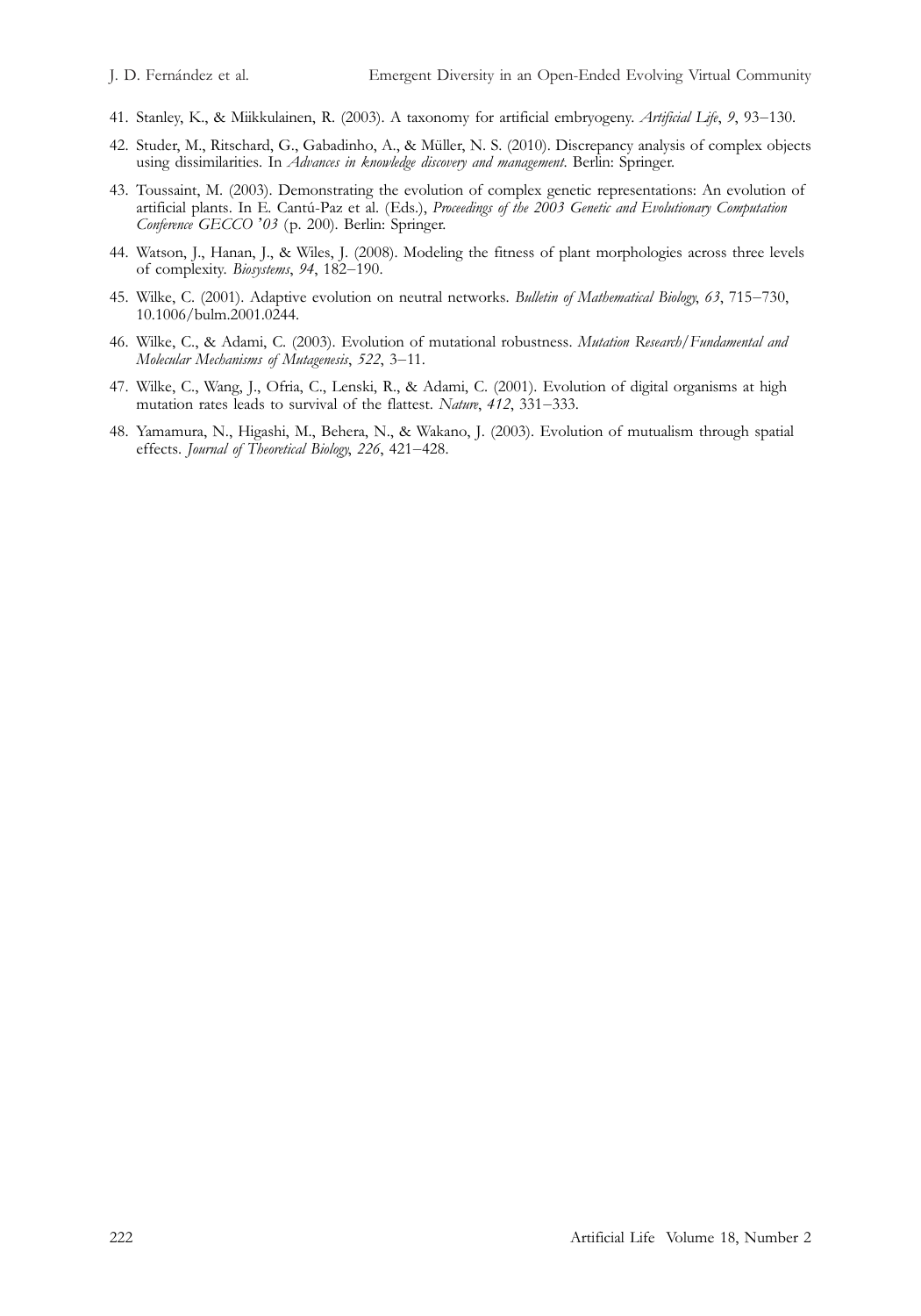41. Stanley, K., & Miikkulainen, R. (2003). A taxonomy for artificial embryogeny. *Artificial Life*, *9*, 93–130.
42. Studer, M., Ritschard, G., Gabadinho, A., & Müller, N. S. (2010). Discrepancy analysis of complex objects using dissimilarities. In *Advances in knowledge discovery and management*. Berlin: Springer.
43. Toussaint, M. (2003). Demonstrating the evolution of complex genetic representations: An evolution of artificial plants. In E. Cantú-Paz et al. (Eds.), *Proceedings of the 2003 Genetic and Evolutionary Computation Conference GECCO '03* (p. 200). Berlin: Springer.
44. Watson, J., Hanan, J., & Wiles, J. (2008). Modeling the fitness of plant morphologies across three levels of complexity. *Biosystems*, *94*, 182–190.
45. Wilke, C. (2001). Adaptive evolution on neutral networks. *Bulletin of Mathematical Biology*, *63*, 715–730, 10.1006/bulm.2001.0244.
46. Wilke, C., & Adami, C. (2003). Evolution of mutational robustness. *Mutation Research/Fundamental and Molecular Mechanisms of Mutagenesis*, *522*, 3–11.
47. Wilke, C., Wang, J., Ofria, C., Lenski, R., & Adami, C. (2001). Evolution of digital organisms at high mutation rates leads to survival of the flattest. *Nature*, *412*, 331–333.
48. Yamamura, N., Higashi, M., Behera, N., & Wakano, J. (2003). Evolution of mutualism through spatial effects. *Journal of Theoretical Biology*, *226*, 421–428.